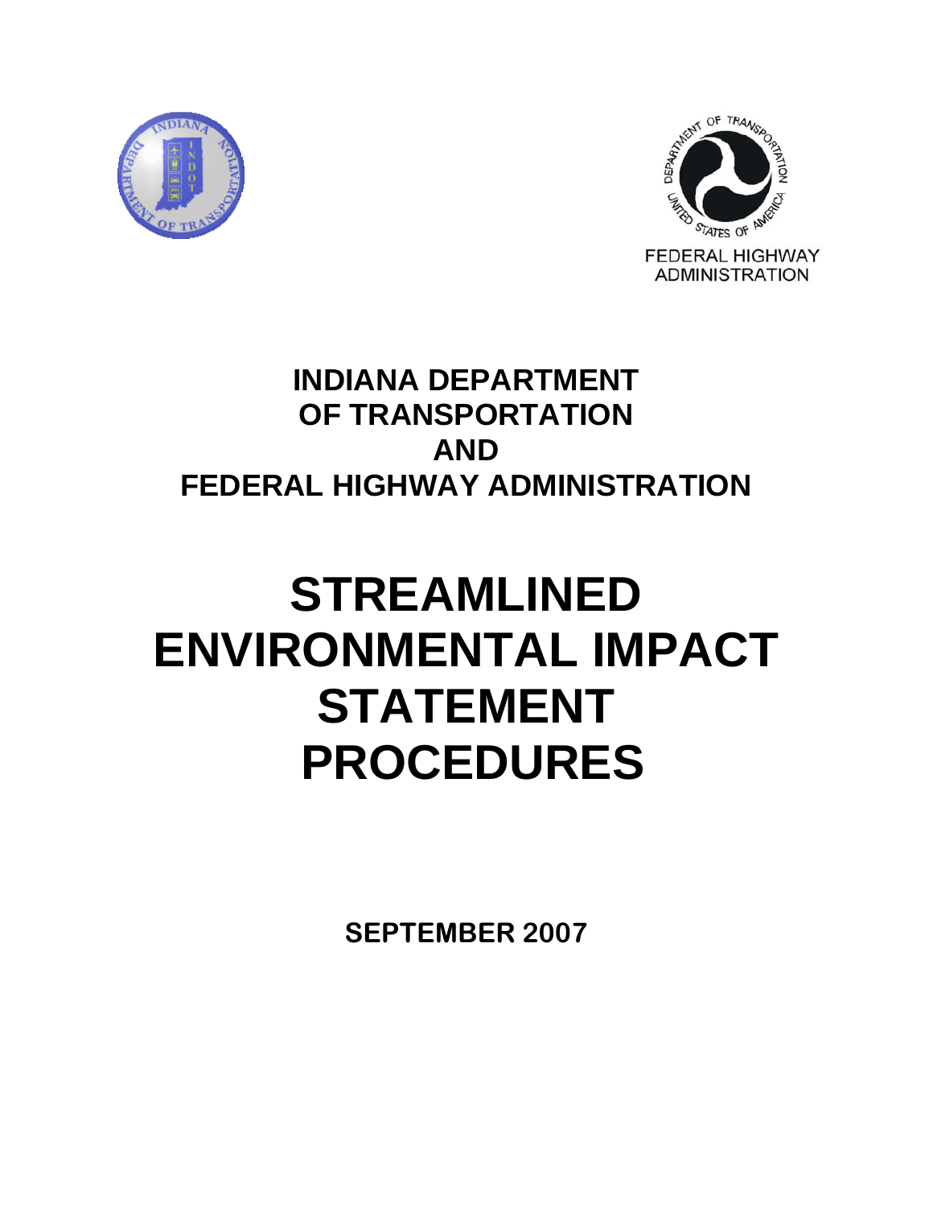FEDERAL HIGHWAY ADMINISTRATION

# INDIANA DEPARTMENT OF TRANSPORTATION AND FEDERAL HIGHWAY ADMINISTRATION

# STREAMLINED ENVIRONMENTAL IMPACT STATEMENT PROCEDURES

**SEPTEMBER 2007**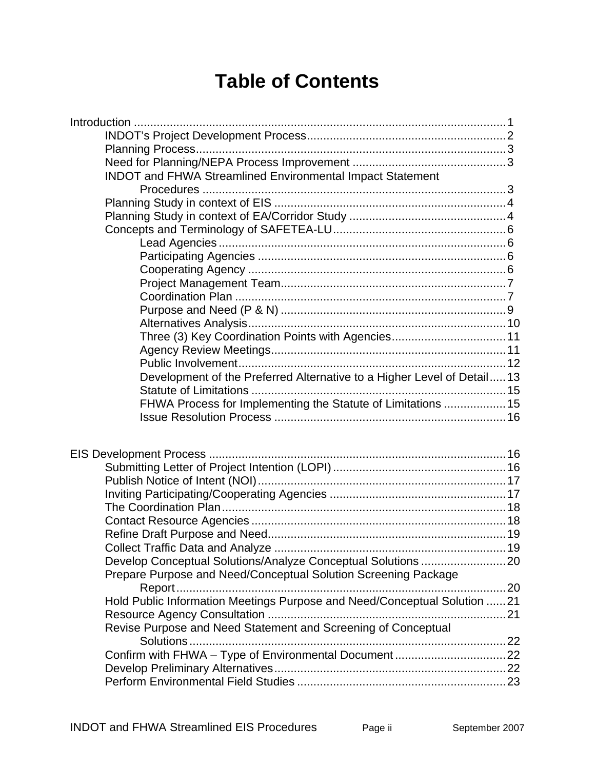# Table of Contents

Introduction ........................................................................................................ 1
- INDOT's Project Development Process ........................................................ 2
- Planning Process ......................................................................................... 3
- Need for Planning/NEPA Process Improvement .......................................... 3
- INDOT and FHWA Streamlined Environmental Impact Statement Procedures .......................................................................................... 3
- Planning Study in context of EIS .................................................................. 4
- Planning Study in context of EA/Corridor Study ........................................... 4
- Concepts and Terminology of SAFETEA-LU ................................................ 6
  - Lead Agencies ........................................................................................ 6
  - Participating Agencies ............................................................................ 6
  - Cooperating Agency ............................................................................... 6
  - Project Management Team ..................................................................... 7
  - Coordination Plan ................................................................................... 7
  - Purpose and Need (P & N) ..................................................................... 9
  - Alternatives Analysis .............................................................................. 10
  - Three (3) Key Coordination Points with Agencies ................................... 11
  - Agency Review Meetings ....................................................................... 11
  - Public Involvement ................................................................................. 12
  - Development of the Preferred Alternative to a Higher Level of Detail ..... 13
  - Statute of Limitations ............................................................................. 15
  - FHWA Process for Implementing the Statute of Limitations ................... 15
  - Issue Resolution Process ....................................................................... 16

EIS Development Process ................................................................................. 16
- Submitting Letter of Project Intention (LOPI) .............................................. 16
- Publish Notice of Intent (NOI) ..................................................................... 17
- Inviting Participating/Cooperating Agencies ............................................... 17
- The Coordination Plan ................................................................................ 18
- Contact Resource Agencies ....................................................................... 18
- Refine Draft Purpose and Need .................................................................. 19
- Collect Traffic Data and Analyze ................................................................. 19
- Develop Conceptual Solutions/Analyze Conceptual Solutions .................... 20
- Prepare Purpose and Need/Conceptual Solution Screening Package Report .................................................................................................... 20
- Hold Public Information Meetings Purpose and Need/Conceptual Solution ...... 21
- Resource Agency Consultation .................................................................. 21
- Revise Purpose and Need Statement and Screening of Conceptual Solutions ................................................................................................ 22
- Confirm with FHWA – Type of Environmental Document ........................... 22
- Develop Preliminary Alternatives ................................................................ 22
- Perform Environmental Field Studies ......................................................... 23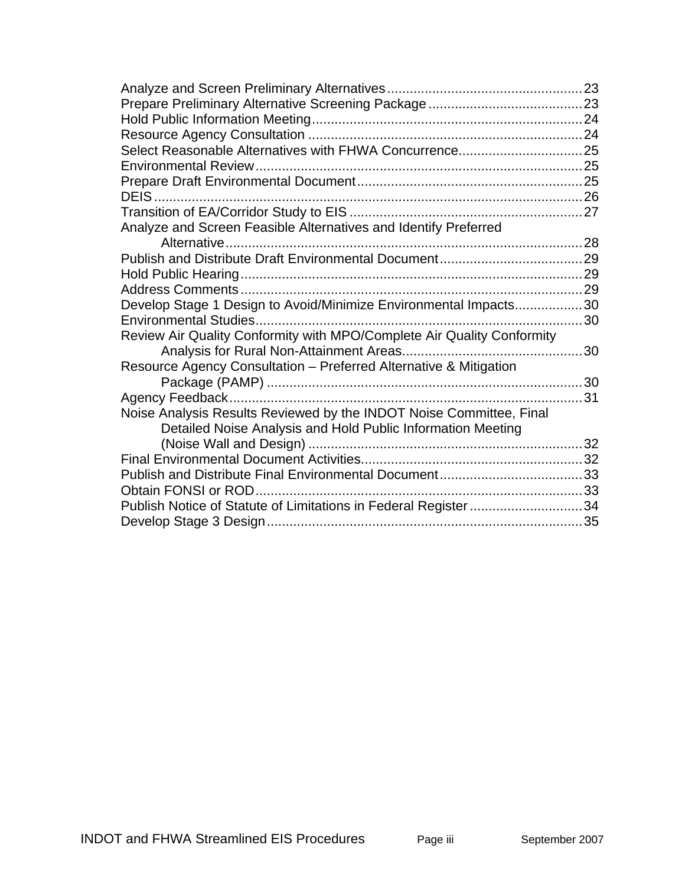Analyze and Screen Preliminary Alternatives .................................................... 23
Prepare Preliminary Alternative Screening Package ......................................... 23
Hold Public Information Meeting ........................................................................ 24
Resource Agency Consultation .......................................................................... 24
Select Reasonable Alternatives with FHWA Concurrence.................................. 25
Environmental Review ....................................................................................... 25
Prepare Draft Environmental Document ............................................................ 25
DEIS .................................................................................................................. 26
Transition of EA/Corridor Study to EIS .............................................................. 27
Analyze and Screen Feasible Alternatives and Identify Preferred Alternative ............................................................................................... 28
Publish and Distribute Draft Environmental Document ...................................... 29
Hold Public Hearing ........................................................................................... 29
Address Comments ........................................................................................... 29
Develop Stage 1 Design to Avoid/Minimize Environmental Impacts .................. 30
Environmental Studies ....................................................................................... 30
Review Air Quality Conformity with MPO/Complete Air Quality Conformity Analysis for Rural Non-Attainment Areas................................................ 30
Resource Agency Consultation – Preferred Alternative & Mitigation Package (PAMP) .................................................................................... 30
Agency Feedback ............................................................................................... 31
Noise Analysis Results Reviewed by the INDOT Noise Committee, Final Detailed Noise Analysis and Hold Public Information Meeting (Noise Wall and Design) ......................................................................... 32
Final Environmental Document Activities ........................................................... 32
Publish and Distribute Final Environmental Document ...................................... 33
Obtain FONSI or ROD ........................................................................................ 33
Publish Notice of Statute of Limitations in Federal Register .............................. 34
Develop Stage 3 Design .................................................................................... 35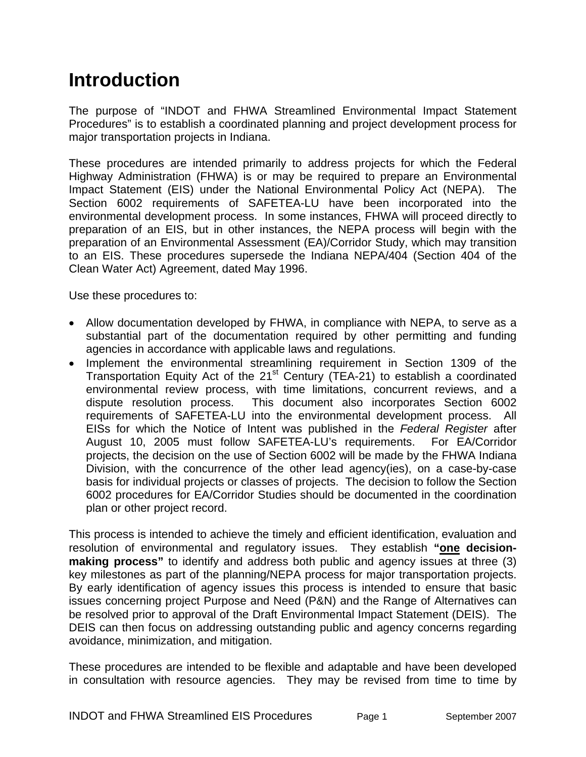# Introduction

The purpose of "INDOT and FHWA Streamlined Environmental Impact Statement Procedures" is to establish a coordinated planning and project development process for major transportation projects in Indiana.

These procedures are intended primarily to address projects for which the Federal Highway Administration (FHWA) is or may be required to prepare an Environmental Impact Statement (EIS) under the National Environmental Policy Act (NEPA). The Section 6002 requirements of SAFETEA-LU have been incorporated into the environmental development process. In some instances, FHWA will proceed directly to preparation of an EIS, but in other instances, the NEPA process will begin with the preparation of an Environmental Assessment (EA)/Corridor Study, which may transition to an EIS. These procedures supersede the Indiana NEPA/404 (Section 404 of the Clean Water Act) Agreement, dated May 1996.

Use these procedures to:

- Allow documentation developed by FHWA, in compliance with NEPA, to serve as a substantial part of the documentation required by other permitting and funding agencies in accordance with applicable laws and regulations.
- Implement the environmental streamlining requirement in Section 1309 of the Transportation Equity Act of the 21st Century (TEA-21) to establish a coordinated environmental review process, with time limitations, concurrent reviews, and a dispute resolution process. This document also incorporates Section 6002 requirements of SAFETEA-LU into the environmental development process. All EISs for which the Notice of Intent was published in the *Federal Register* after August 10, 2005 must follow SAFETEA-LU's requirements. For EA/Corridor projects, the decision on the use of Section 6002 will be made by the FHWA Indiana Division, with the concurrence of the other lead agency(ies), on a case-by-case basis for individual projects or classes of projects. The decision to follow the Section 6002 procedures for EA/Corridor Studies should be documented in the coordination plan or other project record.

This process is intended to achieve the timely and efficient identification, evaluation and resolution of environmental and regulatory issues. They establish **"one decision-making process"** to identify and address both public and agency issues at three (3) key milestones as part of the planning/NEPA process for major transportation projects. By early identification of agency issues this process is intended to ensure that basic issues concerning project Purpose and Need (P&N) and the Range of Alternatives can be resolved prior to approval of the Draft Environmental Impact Statement (DEIS). The DEIS can then focus on addressing outstanding public and agency concerns regarding avoidance, minimization, and mitigation.

These procedures are intended to be flexible and adaptable and have been developed in consultation with resource agencies. They may be revised from time to time by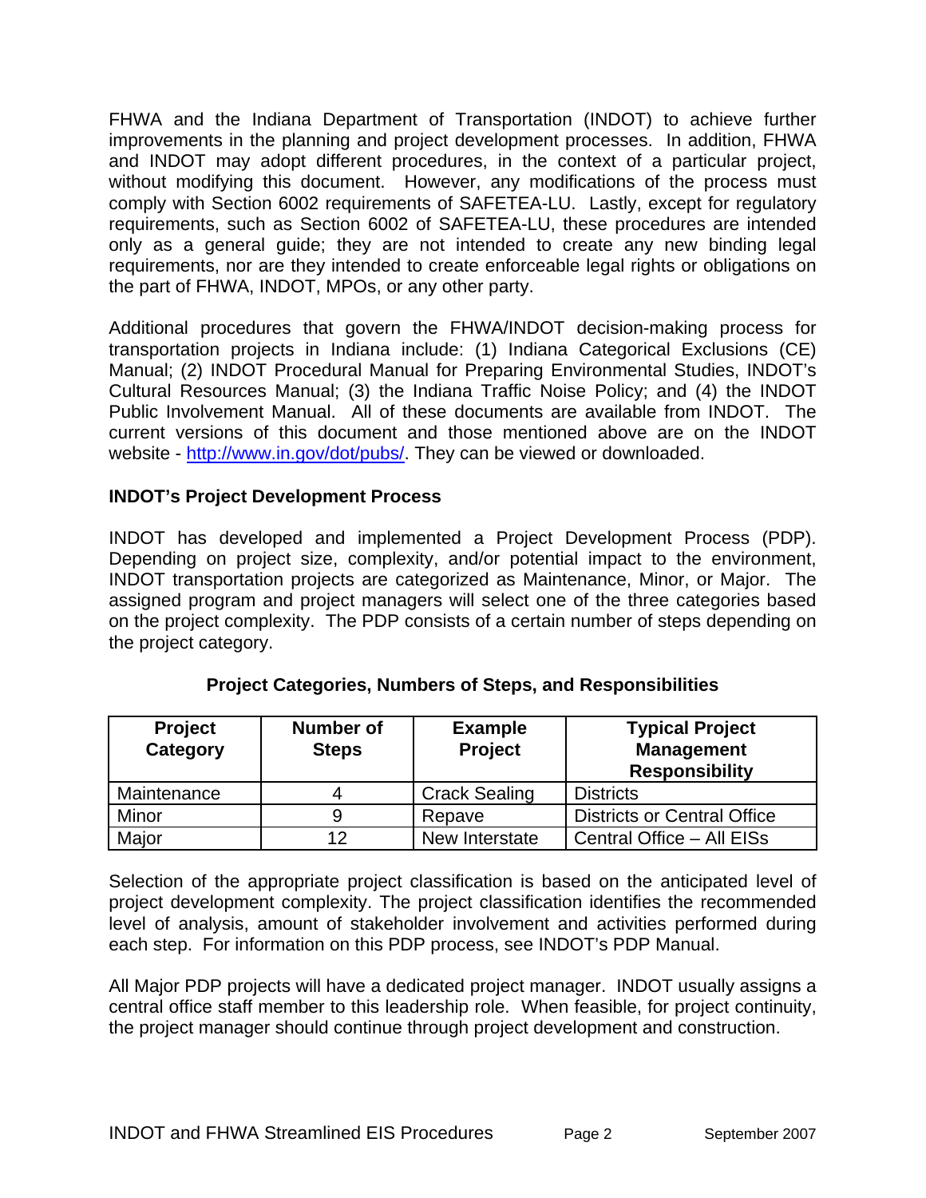FHWA and the Indiana Department of Transportation (INDOT) to achieve further improvements in the planning and project development processes. In addition, FHWA and INDOT may adopt different procedures, in the context of a particular project, without modifying this document. However, any modifications of the process must comply with Section 6002 requirements of SAFETEA-LU. Lastly, except for regulatory requirements, such as Section 6002 of SAFETEA-LU, these procedures are intended only as a general guide; they are not intended to create any new binding legal requirements, nor are they intended to create enforceable legal rights or obligations on the part of FHWA, INDOT, MPOs, or any other party.

Additional procedures that govern the FHWA/INDOT decision-making process for transportation projects in Indiana include: (1) Indiana Categorical Exclusions (CE) Manual; (2) INDOT Procedural Manual for Preparing Environmental Studies, INDOT's Cultural Resources Manual; (3) the Indiana Traffic Noise Policy; and (4) the INDOT Public Involvement Manual. All of these documents are available from INDOT. The current versions of this document and those mentioned above are on the INDOT website - [http://www.in.gov/dot/pubs/](http://www.in.gov/dot/pubs/). They can be viewed or downloaded.

**INDOT's Project Development Process**

INDOT has developed and implemented a Project Development Process (PDP). Depending on project size, complexity, and/or potential impact to the environment, INDOT transportation projects are categorized as Maintenance, Minor, or Major. The assigned program and project managers will select one of the three categories based on the project complexity. The PDP consists of a certain number of steps depending on the project category.

**Project Categories, Numbers of Steps, and Responsibilities**

| Project Category | Number of Steps | Example Project | Typical Project Management Responsibility |
|---|---|---|---|
| Maintenance | 4 | Crack Sealing | Districts |
| Minor | 9 | Repave | Districts or Central Office |
| Major | 12 | New Interstate | Central Office – All EISs |

Selection of the appropriate project classification is based on the anticipated level of project development complexity. The project classification identifies the recommended level of analysis, amount of stakeholder involvement and activities performed during each step. For information on this PDP process, see INDOT's PDP Manual.

All Major PDP projects will have a dedicated project manager. INDOT usually assigns a central office staff member to this leadership role. When feasible, for project continuity, the project manager should continue through project development and construction.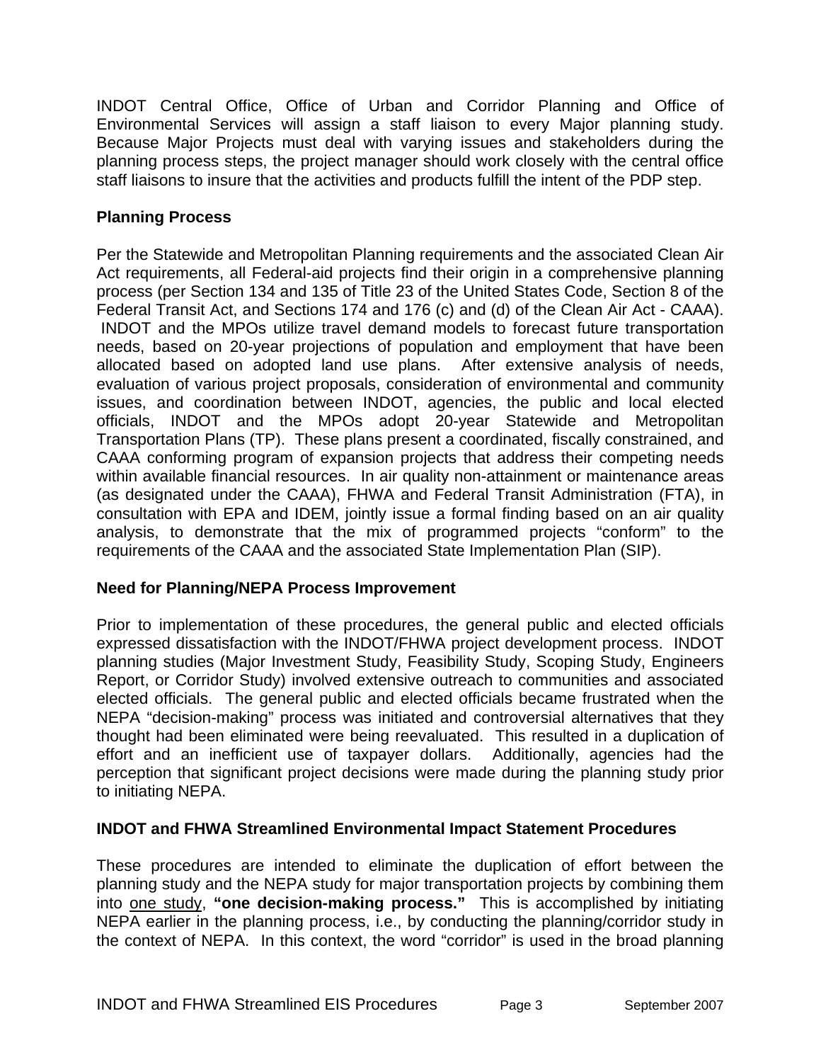INDOT Central Office, Office of Urban and Corridor Planning and Office of Environmental Services will assign a staff liaison to every Major planning study. Because Major Projects must deal with varying issues and stakeholders during the planning process steps, the project manager should work closely with the central office staff liaisons to insure that the activities and products fulfill the intent of the PDP step.

**Planning Process**

Per the Statewide and Metropolitan Planning requirements and the associated Clean Air Act requirements, all Federal-aid projects find their origin in a comprehensive planning process (per Section 134 and 135 of Title 23 of the United States Code, Section 8 of the Federal Transit Act, and Sections 174 and 176 (c) and (d) of the Clean Air Act - CAAA). INDOT and the MPOs utilize travel demand models to forecast future transportation needs, based on 20-year projections of population and employment that have been allocated based on adopted land use plans. After extensive analysis of needs, evaluation of various project proposals, consideration of environmental and community issues, and coordination between INDOT, agencies, the public and local elected officials, INDOT and the MPOs adopt 20-year Statewide and Metropolitan Transportation Plans (TP). These plans present a coordinated, fiscally constrained, and CAAA conforming program of expansion projects that address their competing needs within available financial resources. In air quality non-attainment or maintenance areas (as designated under the CAAA), FHWA and Federal Transit Administration (FTA), in consultation with EPA and IDEM, jointly issue a formal finding based on an air quality analysis, to demonstrate that the mix of programmed projects "conform" to the requirements of the CAAA and the associated State Implementation Plan (SIP).

**Need for Planning/NEPA Process Improvement**

Prior to implementation of these procedures, the general public and elected officials expressed dissatisfaction with the INDOT/FHWA project development process. INDOT planning studies (Major Investment Study, Feasibility Study, Scoping Study, Engineers Report, or Corridor Study) involved extensive outreach to communities and associated elected officials. The general public and elected officials became frustrated when the NEPA "decision-making" process was initiated and controversial alternatives that they thought had been eliminated were being reevaluated. This resulted in a duplication of effort and an inefficient use of taxpayer dollars. Additionally, agencies had the perception that significant project decisions were made during the planning study prior to initiating NEPA.

**INDOT and FHWA Streamlined Environmental Impact Statement Procedures**

These procedures are intended to eliminate the duplication of effort between the planning study and the NEPA study for major transportation projects by combining them into one study, **"one decision-making process."** This is accomplished by initiating NEPA earlier in the planning process, i.e., by conducting the planning/corridor study in the context of NEPA. In this context, the word "corridor" is used in the broad planning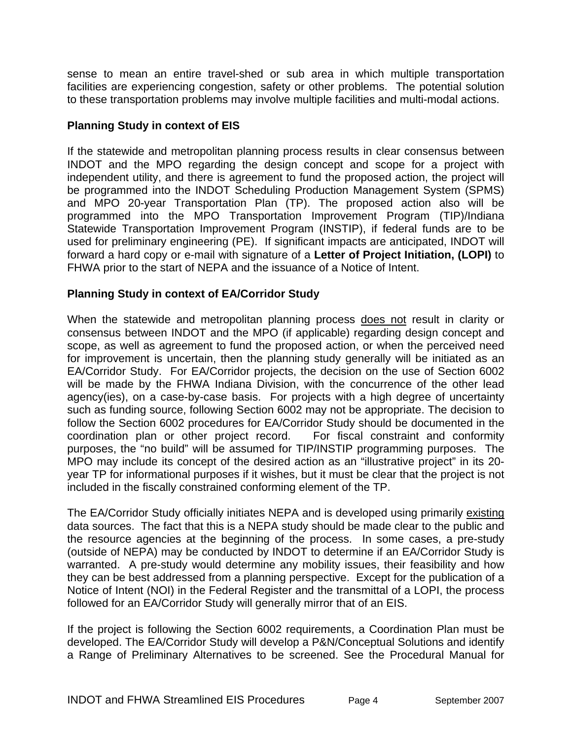sense to mean an entire travel-shed or sub area in which multiple transportation facilities are experiencing congestion, safety or other problems. The potential solution to these transportation problems may involve multiple facilities and multi-modal actions.

**Planning Study in context of EIS**

If the statewide and metropolitan planning process results in clear consensus between INDOT and the MPO regarding the design concept and scope for a project with independent utility, and there is agreement to fund the proposed action, the project will be programmed into the INDOT Scheduling Production Management System (SPMS) and MPO 20-year Transportation Plan (TP). The proposed action also will be programmed into the MPO Transportation Improvement Program (TIP)/Indiana Statewide Transportation Improvement Program (INSTIP), if federal funds are to be used for preliminary engineering (PE). If significant impacts are anticipated, INDOT will forward a hard copy or e-mail with signature of a **Letter of Project Initiation, (LOPI)** to FHWA prior to the start of NEPA and the issuance of a Notice of Intent.

**Planning Study in context of EA/Corridor Study**

When the statewide and metropolitan planning process <u>does not</u> result in clarity or consensus between INDOT and the MPO (if applicable) regarding design concept and scope, as well as agreement to fund the proposed action, or when the perceived need for improvement is uncertain, then the planning study generally will be initiated as an EA/Corridor Study. For EA/Corridor projects, the decision on the use of Section 6002 will be made by the FHWA Indiana Division, with the concurrence of the other lead agency(ies), on a case-by-case basis. For projects with a high degree of uncertainty such as funding source, following Section 6002 may not be appropriate. The decision to follow the Section 6002 procedures for EA/Corridor Study should be documented in the coordination plan or other project record. For fiscal constraint and conformity purposes, the "no build" will be assumed for TIP/INSTIP programming purposes. The MPO may include its concept of the desired action as an "illustrative project" in its 20-year TP for informational purposes if it wishes, but it must be clear that the project is not included in the fiscally constrained conforming element of the TP.

The EA/Corridor Study officially initiates NEPA and is developed using primarily <u>existing</u> data sources. The fact that this is a NEPA study should be made clear to the public and the resource agencies at the beginning of the process. In some cases, a pre-study (outside of NEPA) may be conducted by INDOT to determine if an EA/Corridor Study is warranted. A pre-study would determine any mobility issues, their feasibility and how they can be best addressed from a planning perspective. Except for the publication of a Notice of Intent (NOI) in the Federal Register and the transmittal of a LOPI, the process followed for an EA/Corridor Study will generally mirror that of an EIS.

If the project is following the Section 6002 requirements, a Coordination Plan must be developed. The EA/Corridor Study will develop a P&N/Conceptual Solutions and identify a Range of Preliminary Alternatives to be screened. See the Procedural Manual for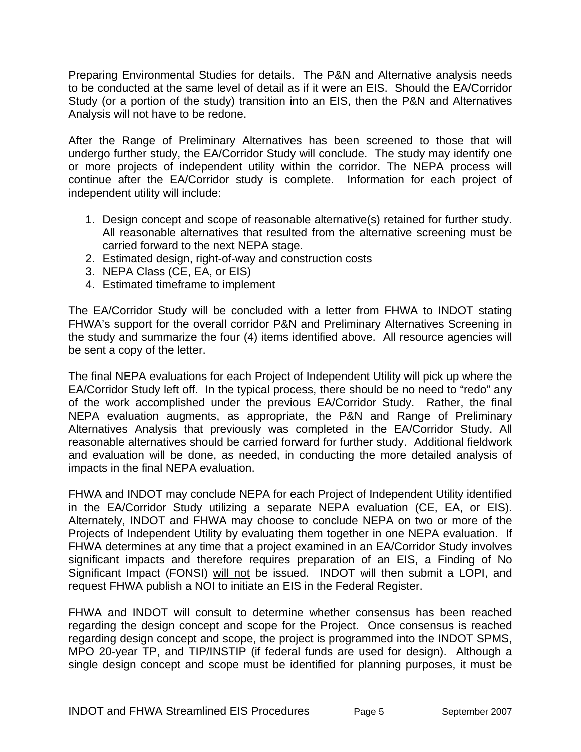Preparing Environmental Studies for details. The P&N and Alternative analysis needs to be conducted at the same level of detail as if it were an EIS. Should the EA/Corridor Study (or a portion of the study) transition into an EIS, then the P&N and Alternatives Analysis will not have to be redone.

After the Range of Preliminary Alternatives has been screened to those that will undergo further study, the EA/Corridor Study will conclude. The study may identify one or more projects of independent utility within the corridor. The NEPA process will continue after the EA/Corridor study is complete. Information for each project of independent utility will include:

1. Design concept and scope of reasonable alternative(s) retained for further study. All reasonable alternatives that resulted from the alternative screening must be carried forward to the next NEPA stage.
2. Estimated design, right-of-way and construction costs
3. NEPA Class (CE, EA, or EIS)
4. Estimated timeframe to implement

The EA/Corridor Study will be concluded with a letter from FHWA to INDOT stating FHWA's support for the overall corridor P&N and Preliminary Alternatives Screening in the study and summarize the four (4) items identified above. All resource agencies will be sent a copy of the letter.

The final NEPA evaluations for each Project of Independent Utility will pick up where the EA/Corridor Study left off. In the typical process, there should be no need to "redo" any of the work accomplished under the previous EA/Corridor Study. Rather, the final NEPA evaluation augments, as appropriate, the P&N and Range of Preliminary Alternatives Analysis that previously was completed in the EA/Corridor Study. All reasonable alternatives should be carried forward for further study. Additional fieldwork and evaluation will be done, as needed, in conducting the more detailed analysis of impacts in the final NEPA evaluation.

FHWA and INDOT may conclude NEPA for each Project of Independent Utility identified in the EA/Corridor Study utilizing a separate NEPA evaluation (CE, EA, or EIS). Alternately, INDOT and FHWA may choose to conclude NEPA on two or more of the Projects of Independent Utility by evaluating them together in one NEPA evaluation. If FHWA determines at any time that a project examined in an EA/Corridor Study involves significant impacts and therefore requires preparation of an EIS, a Finding of No Significant Impact (FONSI) <u>will not</u> be issued. INDOT will then submit a LOPI, and request FHWA publish a NOI to initiate an EIS in the Federal Register.

FHWA and INDOT will consult to determine whether consensus has been reached regarding the design concept and scope for the Project. Once consensus is reached regarding design concept and scope, the project is programmed into the INDOT SPMS, MPO 20-year TP, and TIP/INSTIP (if federal funds are used for design). Although a single design concept and scope must be identified for planning purposes, it must be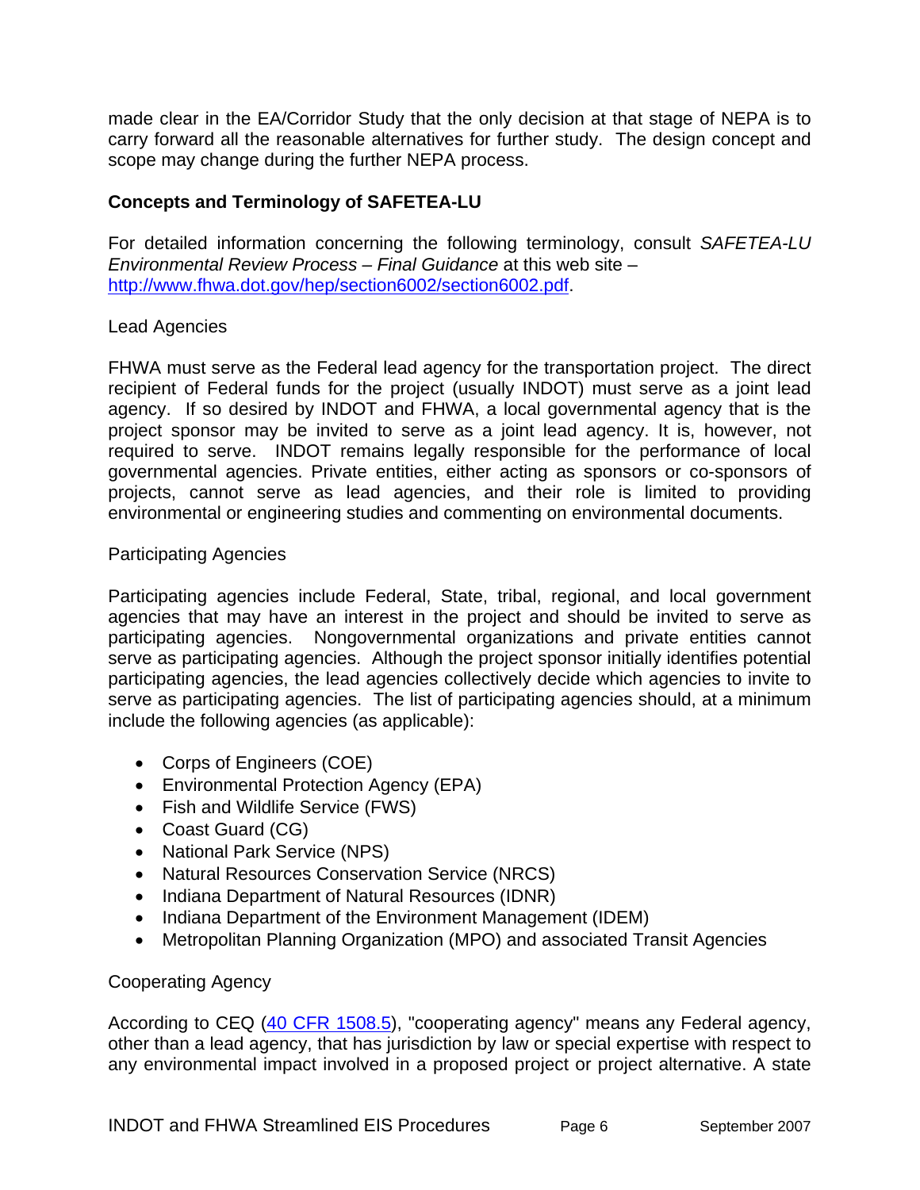made clear in the EA/Corridor Study that the only decision at that stage of NEPA is to carry forward all the reasonable alternatives for further study. The design concept and scope may change during the further NEPA process.

## Concepts and Terminology of SAFETEA-LU

For detailed information concerning the following terminology, consult *SAFETEA-LU Environmental Review Process – Final Guidance* at this web site – [http://www.fhwa.dot.gov/hep/section6002/section6002.pdf](http://www.fhwa.dot.gov/hep/section6002/section6002.pdf).

### Lead Agencies

FHWA must serve as the Federal lead agency for the transportation project. The direct recipient of Federal funds for the project (usually INDOT) must serve as a joint lead agency. If so desired by INDOT and FHWA, a local governmental agency that is the project sponsor may be invited to serve as a joint lead agency. It is, however, not required to serve. INDOT remains legally responsible for the performance of local governmental agencies. Private entities, either acting as sponsors or co-sponsors of projects, cannot serve as lead agencies, and their role is limited to providing environmental or engineering studies and commenting on environmental documents.

### Participating Agencies

Participating agencies include Federal, State, tribal, regional, and local government agencies that may have an interest in the project and should be invited to serve as participating agencies. Nongovernmental organizations and private entities cannot serve as participating agencies. Although the project sponsor initially identifies potential participating agencies, the lead agencies collectively decide which agencies to invite to serve as participating agencies. The list of participating agencies should, at a minimum include the following agencies (as applicable):

- Corps of Engineers (COE)
- Environmental Protection Agency (EPA)
- Fish and Wildlife Service (FWS)
- Coast Guard (CG)
- National Park Service (NPS)
- Natural Resources Conservation Service (NRCS)
- Indiana Department of Natural Resources (IDNR)
- Indiana Department of the Environment Management (IDEM)
- Metropolitan Planning Organization (MPO) and associated Transit Agencies

### Cooperating Agency

According to CEQ ([40 CFR 1508.5](40 CFR 1508.5)), "cooperating agency" means any Federal agency, other than a lead agency, that has jurisdiction by law or special expertise with respect to any environmental impact involved in a proposed project or project alternative. A state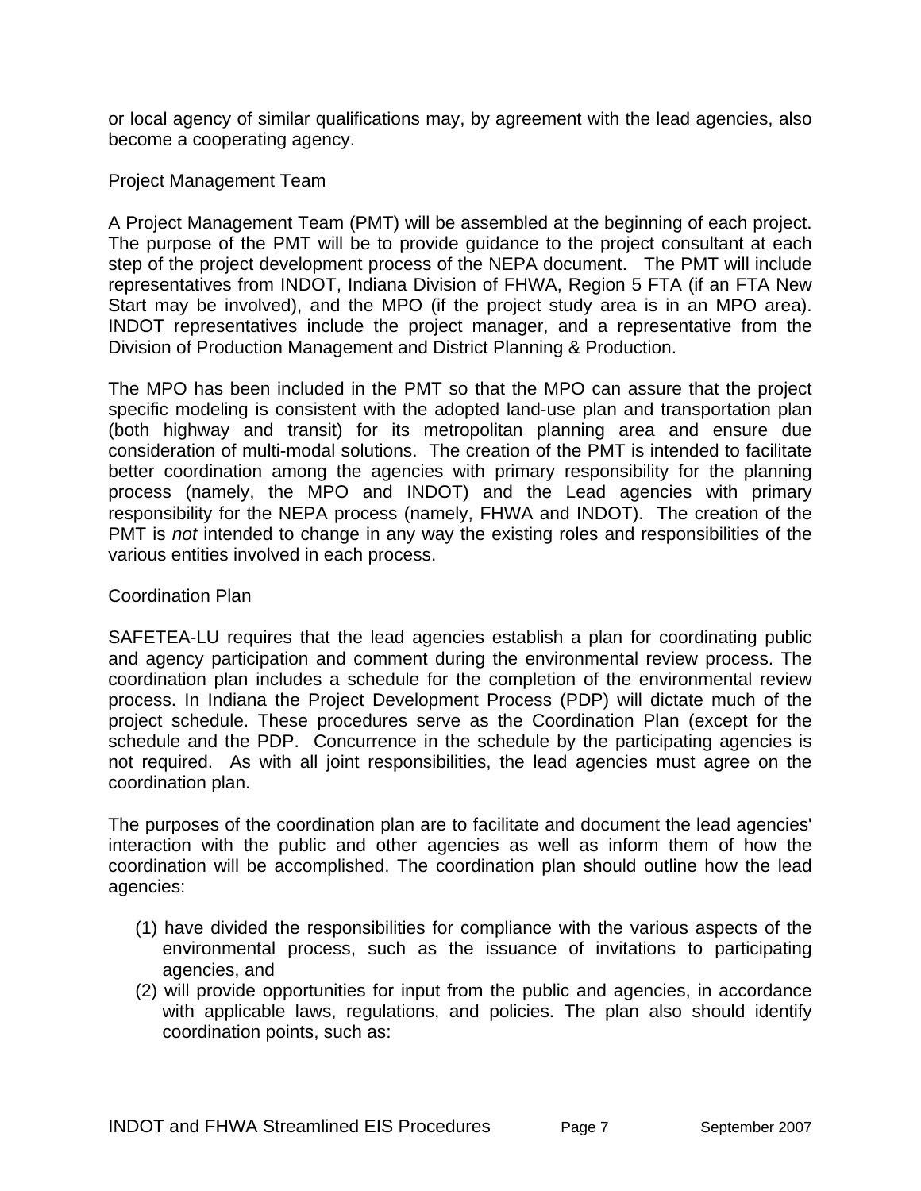or local agency of similar qualifications may, by agreement with the lead agencies, also become a cooperating agency.

### Project Management Team

A Project Management Team (PMT) will be assembled at the beginning of each project. The purpose of the PMT will be to provide guidance to the project consultant at each step of the project development process of the NEPA document. The PMT will include representatives from INDOT, Indiana Division of FHWA, Region 5 FTA (if an FTA New Start may be involved), and the MPO (if the project study area is in an MPO area). INDOT representatives include the project manager, and a representative from the Division of Production Management and District Planning & Production.

The MPO has been included in the PMT so that the MPO can assure that the project specific modeling is consistent with the adopted land-use plan and transportation plan (both highway and transit) for its metropolitan planning area and ensure due consideration of multi-modal solutions. The creation of the PMT is intended to facilitate better coordination among the agencies with primary responsibility for the planning process (namely, the MPO and INDOT) and the Lead agencies with primary responsibility for the NEPA process (namely, FHWA and INDOT). The creation of the PMT is *not* intended to change in any way the existing roles and responsibilities of the various entities involved in each process.

### Coordination Plan

SAFETEA-LU requires that the lead agencies establish a plan for coordinating public and agency participation and comment during the environmental review process. The coordination plan includes a schedule for the completion of the environmental review process. In Indiana the Project Development Process (PDP) will dictate much of the project schedule. These procedures serve as the Coordination Plan (except for the schedule and the PDP. Concurrence in the schedule by the participating agencies is not required. As with all joint responsibilities, the lead agencies must agree on the coordination plan.

The purposes of the coordination plan are to facilitate and document the lead agencies' interaction with the public and other agencies as well as inform them of how the coordination will be accomplished. The coordination plan should outline how the lead agencies:

(1) have divided the responsibilities for compliance with the various aspects of the environmental process, such as the issuance of invitations to participating agencies, and
(2) will provide opportunities for input from the public and agencies, in accordance with applicable laws, regulations, and policies. The plan also should identify coordination points, such as: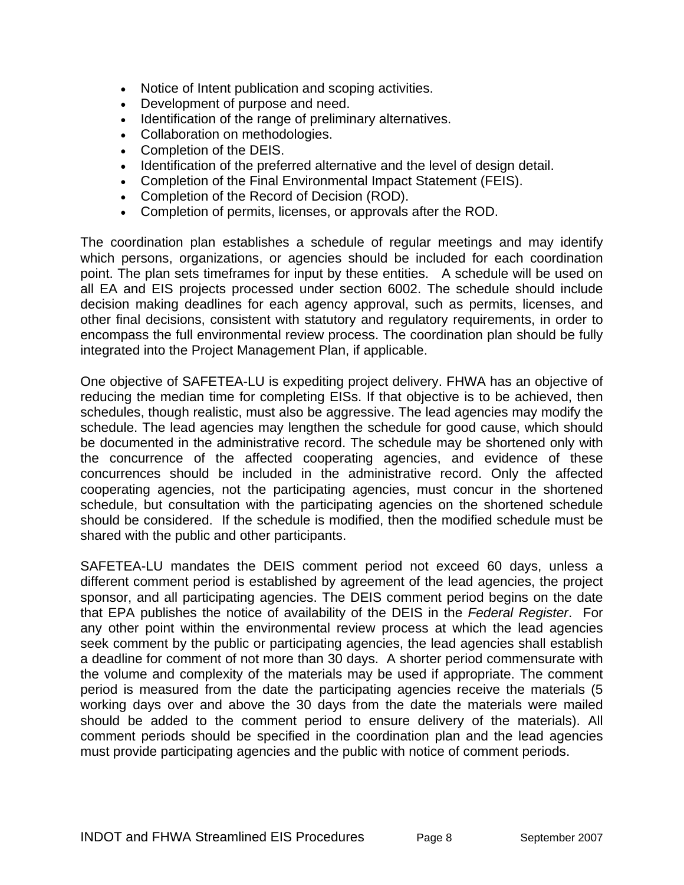- Notice of Intent publication and scoping activities.
- Development of purpose and need.
- Identification of the range of preliminary alternatives.
- Collaboration on methodologies.
- Completion of the DEIS.
- Identification of the preferred alternative and the level of design detail.
- Completion of the Final Environmental Impact Statement (FEIS).
- Completion of the Record of Decision (ROD).
- Completion of permits, licenses, or approvals after the ROD.

The coordination plan establishes a schedule of regular meetings and may identify which persons, organizations, or agencies should be included for each coordination point. The plan sets timeframes for input by these entities. A schedule will be used on all EA and EIS projects processed under section 6002. The schedule should include decision making deadlines for each agency approval, such as permits, licenses, and other final decisions, consistent with statutory and regulatory requirements, in order to encompass the full environmental review process. The coordination plan should be fully integrated into the Project Management Plan, if applicable.

One objective of SAFETEA-LU is expediting project delivery. FHWA has an objective of reducing the median time for completing EISs. If that objective is to be achieved, then schedules, though realistic, must also be aggressive. The lead agencies may modify the schedule. The lead agencies may lengthen the schedule for good cause, which should be documented in the administrative record. The schedule may be shortened only with the concurrence of the affected cooperating agencies, and evidence of these concurrences should be included in the administrative record. Only the affected cooperating agencies, not the participating agencies, must concur in the shortened schedule, but consultation with the participating agencies on the shortened schedule should be considered. If the schedule is modified, then the modified schedule must be shared with the public and other participants.

SAFETEA-LU mandates the DEIS comment period not exceed 60 days, unless a different comment period is established by agreement of the lead agencies, the project sponsor, and all participating agencies. The DEIS comment period begins on the date that EPA publishes the notice of availability of the DEIS in the *Federal Register*. For any other point within the environmental review process at which the lead agencies seek comment by the public or participating agencies, the lead agencies shall establish a deadline for comment of not more than 30 days. A shorter period commensurate with the volume and complexity of the materials may be used if appropriate. The comment period is measured from the date the participating agencies receive the materials (5 working days over and above the 30 days from the date the materials were mailed should be added to the comment period to ensure delivery of the materials). All comment periods should be specified in the coordination plan and the lead agencies must provide participating agencies and the public with notice of comment periods.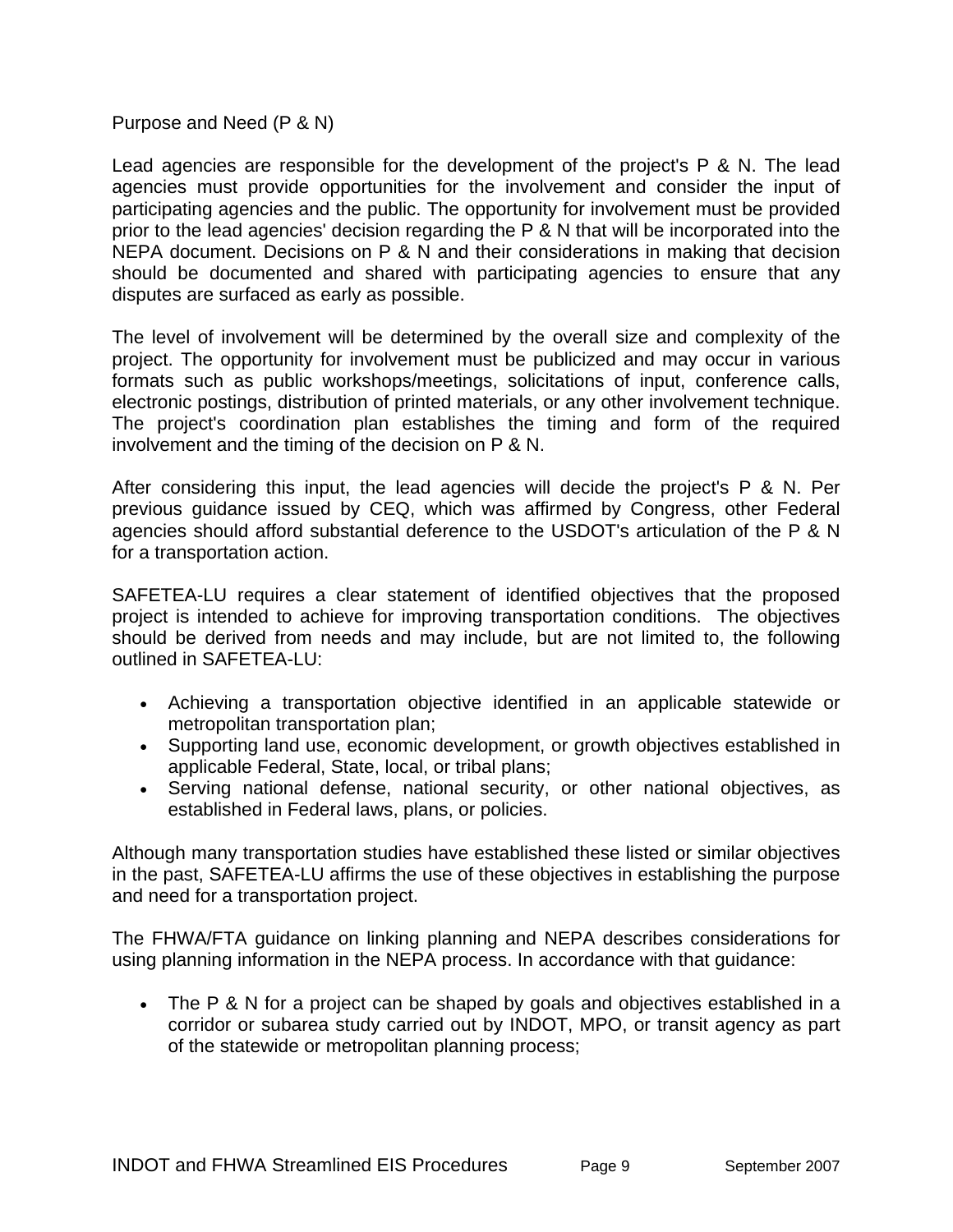## Purpose and Need (P & N)

Lead agencies are responsible for the development of the project's P & N. The lead agencies must provide opportunities for the involvement and consider the input of participating agencies and the public. The opportunity for involvement must be provided prior to the lead agencies' decision regarding the P & N that will be incorporated into the NEPA document. Decisions on P & N and their considerations in making that decision should be documented and shared with participating agencies to ensure that any disputes are surfaced as early as possible.

The level of involvement will be determined by the overall size and complexity of the project. The opportunity for involvement must be publicized and may occur in various formats such as public workshops/meetings, solicitations of input, conference calls, electronic postings, distribution of printed materials, or any other involvement technique. The project's coordination plan establishes the timing and form of the required involvement and the timing of the decision on P & N.

After considering this input, the lead agencies will decide the project's P & N. Per previous guidance issued by CEQ, which was affirmed by Congress, other Federal agencies should afford substantial deference to the USDOT's articulation of the P & N for a transportation action.

SAFETEA-LU requires a clear statement of identified objectives that the proposed project is intended to achieve for improving transportation conditions. The objectives should be derived from needs and may include, but are not limited to, the following outlined in SAFETEA-LU:

- Achieving a transportation objective identified in an applicable statewide or metropolitan transportation plan;
- Supporting land use, economic development, or growth objectives established in applicable Federal, State, local, or tribal plans;
- Serving national defense, national security, or other national objectives, as established in Federal laws, plans, or policies.

Although many transportation studies have established these listed or similar objectives in the past, SAFETEA-LU affirms the use of these objectives in establishing the purpose and need for a transportation project.

The FHWA/FTA guidance on linking planning and NEPA describes considerations for using planning information in the NEPA process. In accordance with that guidance:

- The P & N for a project can be shaped by goals and objectives established in a corridor or subarea study carried out by INDOT, MPO, or transit agency as part of the statewide or metropolitan planning process;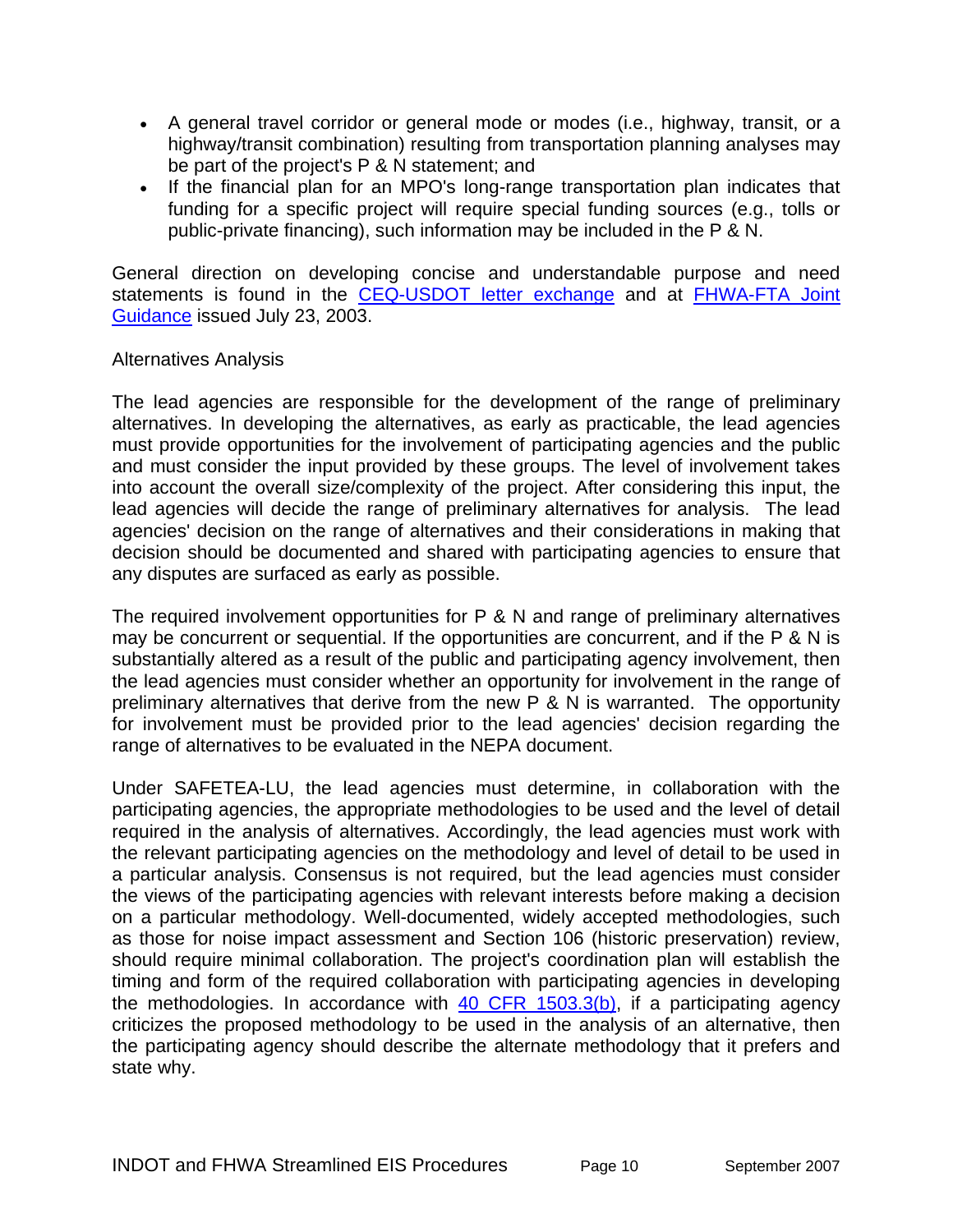- A general travel corridor or general mode or modes (i.e., highway, transit, or a highway/transit combination) resulting from transportation planning analyses may be part of the project's P & N statement; and
- If the financial plan for an MPO's long-range transportation plan indicates that funding for a specific project will require special funding sources (e.g., tolls or public-private financing), such information may be included in the P & N.

General direction on developing concise and understandable purpose and need statements is found in the [CEQ-USDOT letter exchange]() and at [FHWA-FTA Joint Guidance]() issued July 23, 2003.

Alternatives Analysis

The lead agencies are responsible for the development of the range of preliminary alternatives. In developing the alternatives, as early as practicable, the lead agencies must provide opportunities for the involvement of participating agencies and the public and must consider the input provided by these groups. The level of involvement takes into account the overall size/complexity of the project. After considering this input, the lead agencies will decide the range of preliminary alternatives for analysis. The lead agencies' decision on the range of alternatives and their considerations in making that decision should be documented and shared with participating agencies to ensure that any disputes are surfaced as early as possible.

The required involvement opportunities for P & N and range of preliminary alternatives may be concurrent or sequential. If the opportunities are concurrent, and if the P & N is substantially altered as a result of the public and participating agency involvement, then the lead agencies must consider whether an opportunity for involvement in the range of preliminary alternatives that derive from the new P & N is warranted. The opportunity for involvement must be provided prior to the lead agencies' decision regarding the range of alternatives to be evaluated in the NEPA document.

Under SAFETEA-LU, the lead agencies must determine, in collaboration with the participating agencies, the appropriate methodologies to be used and the level of detail required in the analysis of alternatives. Accordingly, the lead agencies must work with the relevant participating agencies on the methodology and level of detail to be used in a particular analysis. Consensus is not required, but the lead agencies must consider the views of the participating agencies with relevant interests before making a decision on a particular methodology. Well-documented, widely accepted methodologies, such as those for noise impact assessment and Section 106 (historic preservation) review, should require minimal collaboration. The project's coordination plan will establish the timing and form of the required collaboration with participating agencies in developing the methodologies. In accordance with [40 CFR 1503.3(b)](), if a participating agency criticizes the proposed methodology to be used in the analysis of an alternative, then the participating agency should describe the alternate methodology that it prefers and state why.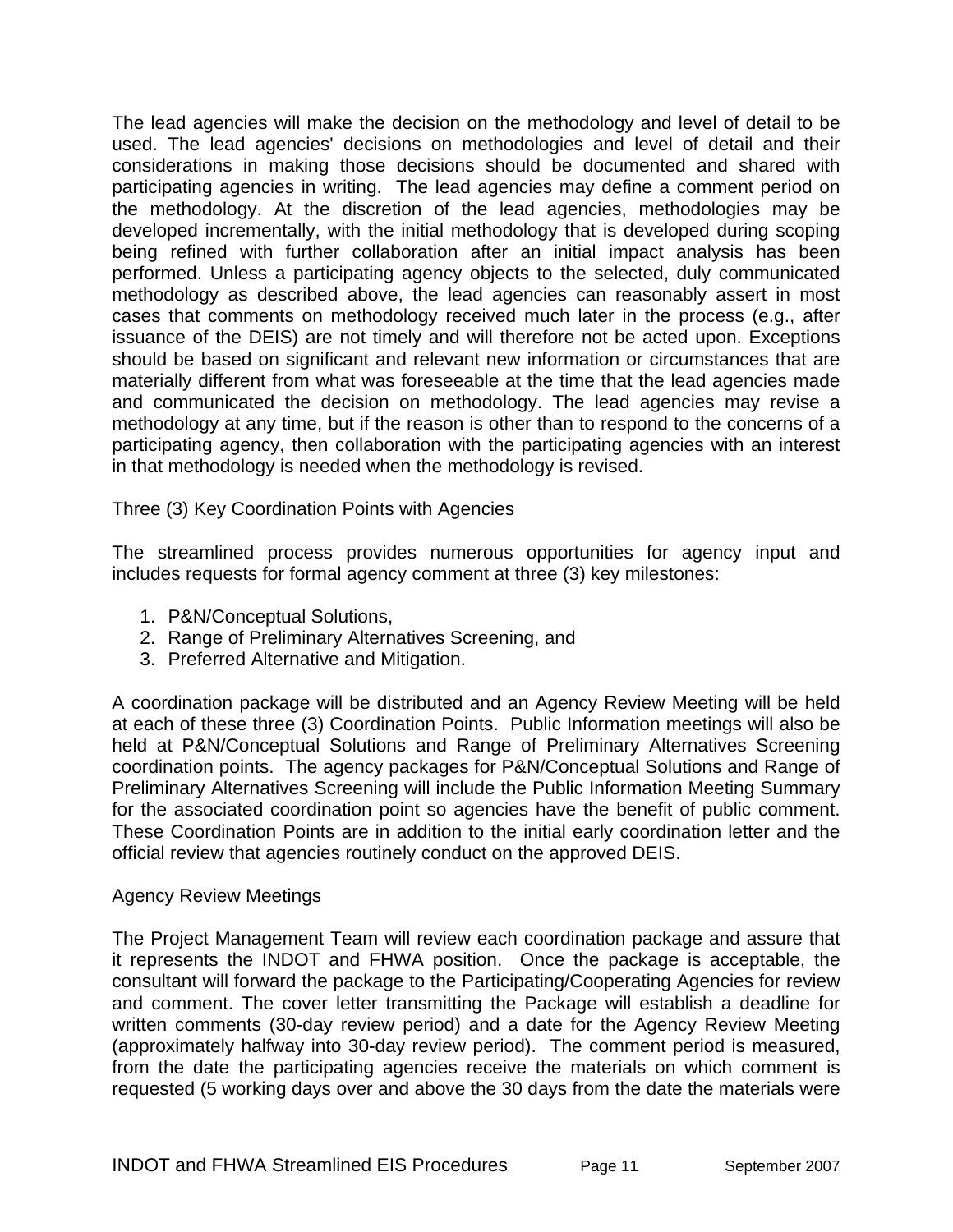The lead agencies will make the decision on the methodology and level of detail to be used. The lead agencies' decisions on methodologies and level of detail and their considerations in making those decisions should be documented and shared with participating agencies in writing. The lead agencies may define a comment period on the methodology. At the discretion of the lead agencies, methodologies may be developed incrementally, with the initial methodology that is developed during scoping being refined with further collaboration after an initial impact analysis has been performed. Unless a participating agency objects to the selected, duly communicated methodology as described above, the lead agencies can reasonably assert in most cases that comments on methodology received much later in the process (e.g., after issuance of the DEIS) are not timely and will therefore not be acted upon. Exceptions should be based on significant and relevant new information or circumstances that are materially different from what was foreseeable at the time that the lead agencies made and communicated the decision on methodology. The lead agencies may revise a methodology at any time, but if the reason is other than to respond to the concerns of a participating agency, then collaboration with the participating agencies with an interest in that methodology is needed when the methodology is revised.

Three (3) Key Coordination Points with Agencies

The streamlined process provides numerous opportunities for agency input and includes requests for formal agency comment at three (3) key milestones:

1. P&N/Conceptual Solutions,
2. Range of Preliminary Alternatives Screening, and
3. Preferred Alternative and Mitigation.

A coordination package will be distributed and an Agency Review Meeting will be held at each of these three (3) Coordination Points. Public Information meetings will also be held at P&N/Conceptual Solutions and Range of Preliminary Alternatives Screening coordination points. The agency packages for P&N/Conceptual Solutions and Range of Preliminary Alternatives Screening will include the Public Information Meeting Summary for the associated coordination point so agencies have the benefit of public comment. These Coordination Points are in addition to the initial early coordination letter and the official review that agencies routinely conduct on the approved DEIS.

Agency Review Meetings

The Project Management Team will review each coordination package and assure that it represents the INDOT and FHWA position. Once the package is acceptable, the consultant will forward the package to the Participating/Cooperating Agencies for review and comment. The cover letter transmitting the Package will establish a deadline for written comments (30-day review period) and a date for the Agency Review Meeting (approximately halfway into 30-day review period). The comment period is measured, from the date the participating agencies receive the materials on which comment is requested (5 working days over and above the 30 days from the date the materials were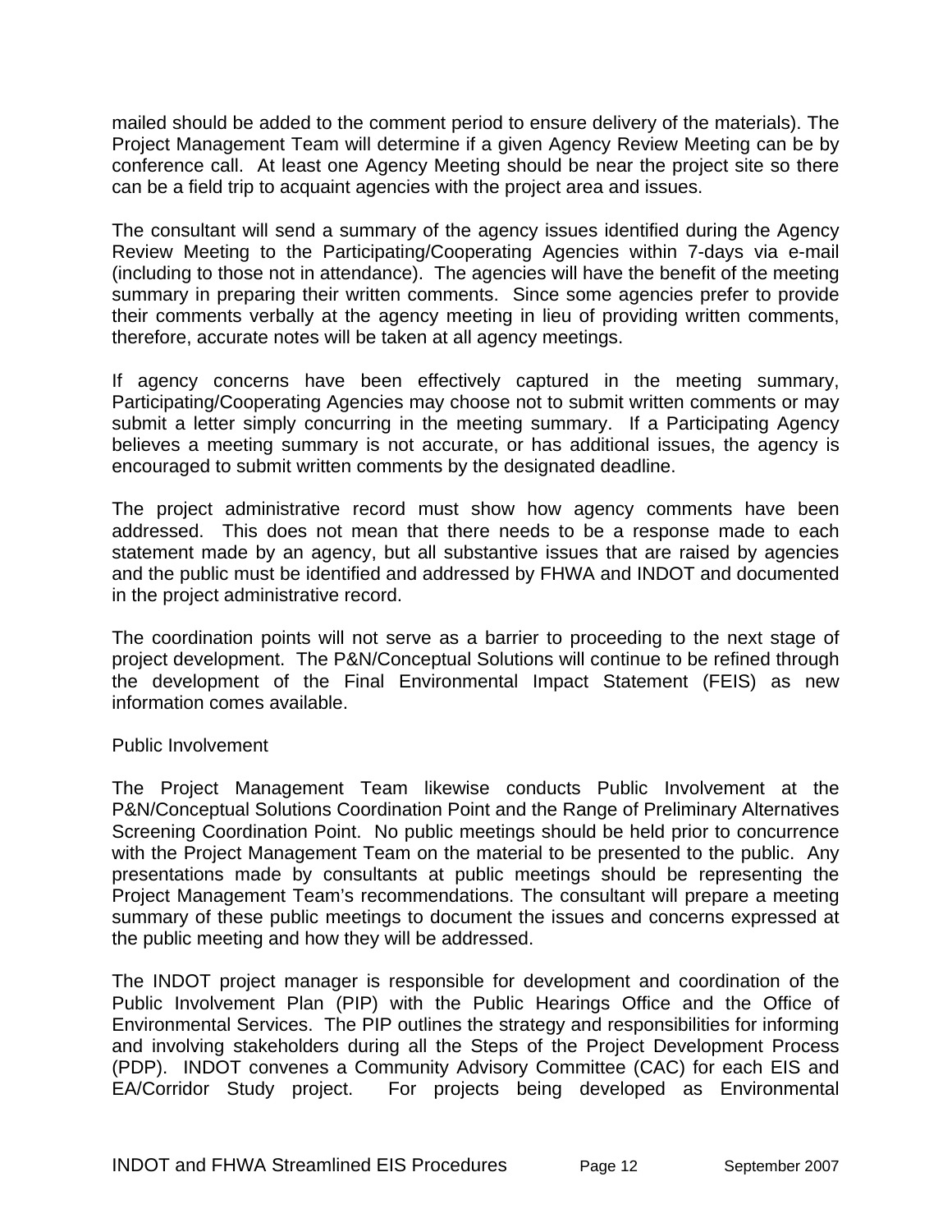mailed should be added to the comment period to ensure delivery of the materials). The Project Management Team will determine if a given Agency Review Meeting can be by conference call. At least one Agency Meeting should be near the project site so there can be a field trip to acquaint agencies with the project area and issues.

The consultant will send a summary of the agency issues identified during the Agency Review Meeting to the Participating/Cooperating Agencies within 7-days via e-mail (including to those not in attendance). The agencies will have the benefit of the meeting summary in preparing their written comments. Since some agencies prefer to provide their comments verbally at the agency meeting in lieu of providing written comments, therefore, accurate notes will be taken at all agency meetings.

If agency concerns have been effectively captured in the meeting summary, Participating/Cooperating Agencies may choose not to submit written comments or may submit a letter simply concurring in the meeting summary. If a Participating Agency believes a meeting summary is not accurate, or has additional issues, the agency is encouraged to submit written comments by the designated deadline.

The project administrative record must show how agency comments have been addressed. This does not mean that there needs to be a response made to each statement made by an agency, but all substantive issues that are raised by agencies and the public must be identified and addressed by FHWA and INDOT and documented in the project administrative record.

The coordination points will not serve as a barrier to proceeding to the next stage of project development. The P&N/Conceptual Solutions will continue to be refined through the development of the Final Environmental Impact Statement (FEIS) as new information comes available.

Public Involvement

The Project Management Team likewise conducts Public Involvement at the P&N/Conceptual Solutions Coordination Point and the Range of Preliminary Alternatives Screening Coordination Point. No public meetings should be held prior to concurrence with the Project Management Team on the material to be presented to the public. Any presentations made by consultants at public meetings should be representing the Project Management Team's recommendations. The consultant will prepare a meeting summary of these public meetings to document the issues and concerns expressed at the public meeting and how they will be addressed.

The INDOT project manager is responsible for development and coordination of the Public Involvement Plan (PIP) with the Public Hearings Office and the Office of Environmental Services. The PIP outlines the strategy and responsibilities for informing and involving stakeholders during all the Steps of the Project Development Process (PDP). INDOT convenes a Community Advisory Committee (CAC) for each EIS and EA/Corridor Study project. For projects being developed as Environmental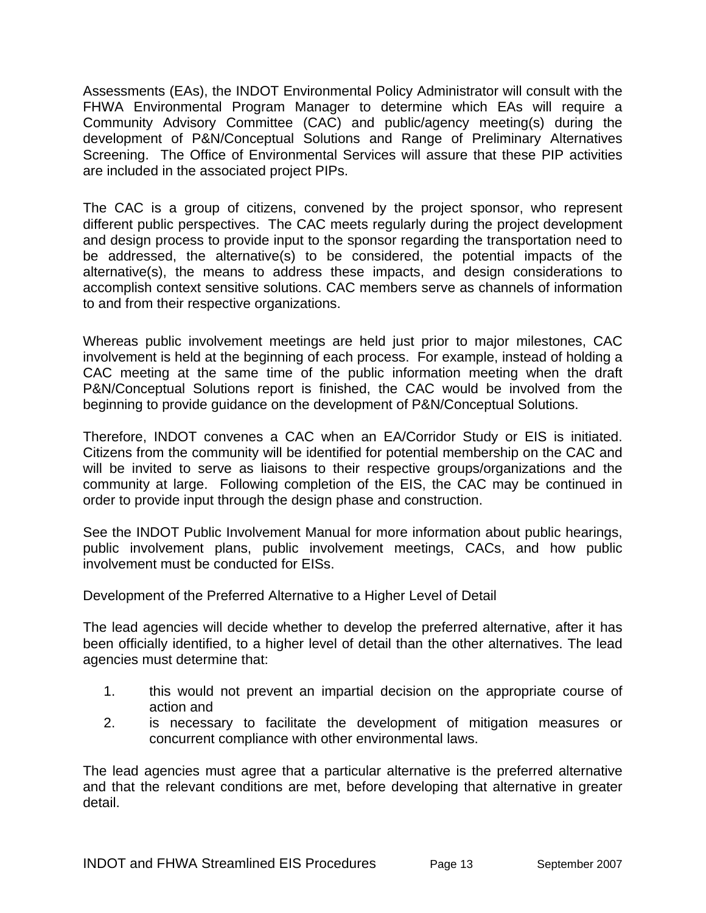Assessments (EAs), the INDOT Environmental Policy Administrator will consult with the FHWA Environmental Program Manager to determine which EAs will require a Community Advisory Committee (CAC) and public/agency meeting(s) during the development of P&N/Conceptual Solutions and Range of Preliminary Alternatives Screening. The Office of Environmental Services will assure that these PIP activities are included in the associated project PIPs.

The CAC is a group of citizens, convened by the project sponsor, who represent different public perspectives. The CAC meets regularly during the project development and design process to provide input to the sponsor regarding the transportation need to be addressed, the alternative(s) to be considered, the potential impacts of the alternative(s), the means to address these impacts, and design considerations to accomplish context sensitive solutions. CAC members serve as channels of information to and from their respective organizations.

Whereas public involvement meetings are held just prior to major milestones, CAC involvement is held at the beginning of each process. For example, instead of holding a CAC meeting at the same time of the public information meeting when the draft P&N/Conceptual Solutions report is finished, the CAC would be involved from the beginning to provide guidance on the development of P&N/Conceptual Solutions.

Therefore, INDOT convenes a CAC when an EA/Corridor Study or EIS is initiated. Citizens from the community will be identified for potential membership on the CAC and will be invited to serve as liaisons to their respective groups/organizations and the community at large. Following completion of the EIS, the CAC may be continued in order to provide input through the design phase and construction.

See the INDOT Public Involvement Manual for more information about public hearings, public involvement plans, public involvement meetings, CACs, and how public involvement must be conducted for EISs.

Development of the Preferred Alternative to a Higher Level of Detail

The lead agencies will decide whether to develop the preferred alternative, after it has been officially identified, to a higher level of detail than the other alternatives. The lead agencies must determine that:

1. this would not prevent an impartial decision on the appropriate course of action and
2. is necessary to facilitate the development of mitigation measures or concurrent compliance with other environmental laws.

The lead agencies must agree that a particular alternative is the preferred alternative and that the relevant conditions are met, before developing that alternative in greater detail.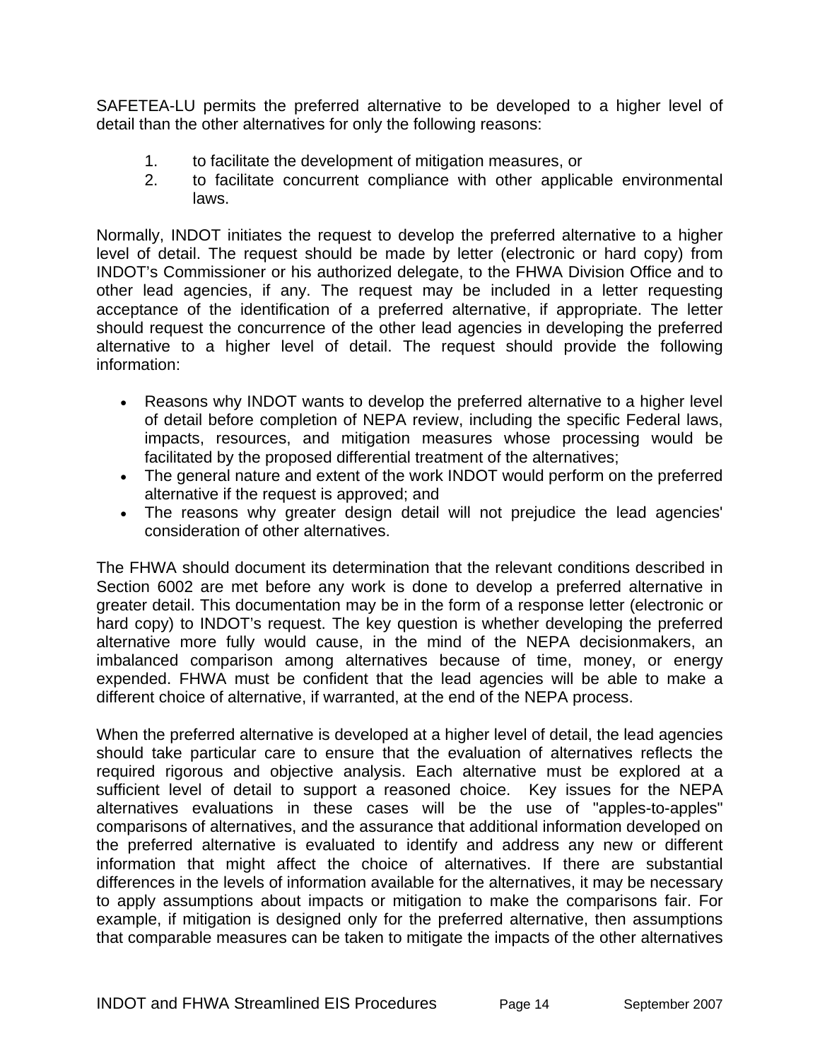SAFETEA-LU permits the preferred alternative to be developed to a higher level of detail than the other alternatives for only the following reasons:

1. to facilitate the development of mitigation measures, or
2. to facilitate concurrent compliance with other applicable environmental laws.

Normally, INDOT initiates the request to develop the preferred alternative to a higher level of detail. The request should be made by letter (electronic or hard copy) from INDOT's Commissioner or his authorized delegate, to the FHWA Division Office and to other lead agencies, if any. The request may be included in a letter requesting acceptance of the identification of a preferred alternative, if appropriate. The letter should request the concurrence of the other lead agencies in developing the preferred alternative to a higher level of detail. The request should provide the following information:

- Reasons why INDOT wants to develop the preferred alternative to a higher level of detail before completion of NEPA review, including the specific Federal laws, impacts, resources, and mitigation measures whose processing would be facilitated by the proposed differential treatment of the alternatives;
- The general nature and extent of the work INDOT would perform on the preferred alternative if the request is approved; and
- The reasons why greater design detail will not prejudice the lead agencies' consideration of other alternatives.

The FHWA should document its determination that the relevant conditions described in Section 6002 are met before any work is done to develop a preferred alternative in greater detail. This documentation may be in the form of a response letter (electronic or hard copy) to INDOT's request. The key question is whether developing the preferred alternative more fully would cause, in the mind of the NEPA decisionmakers, an imbalanced comparison among alternatives because of time, money, or energy expended. FHWA must be confident that the lead agencies will be able to make a different choice of alternative, if warranted, at the end of the NEPA process.

When the preferred alternative is developed at a higher level of detail, the lead agencies should take particular care to ensure that the evaluation of alternatives reflects the required rigorous and objective analysis. Each alternative must be explored at a sufficient level of detail to support a reasoned choice. Key issues for the NEPA alternatives evaluations in these cases will be the use of "apples-to-apples" comparisons of alternatives, and the assurance that additional information developed on the preferred alternative is evaluated to identify and address any new or different information that might affect the choice of alternatives. If there are substantial differences in the levels of information available for the alternatives, it may be necessary to apply assumptions about impacts or mitigation to make the comparisons fair. For example, if mitigation is designed only for the preferred alternative, then assumptions that comparable measures can be taken to mitigate the impacts of the other alternatives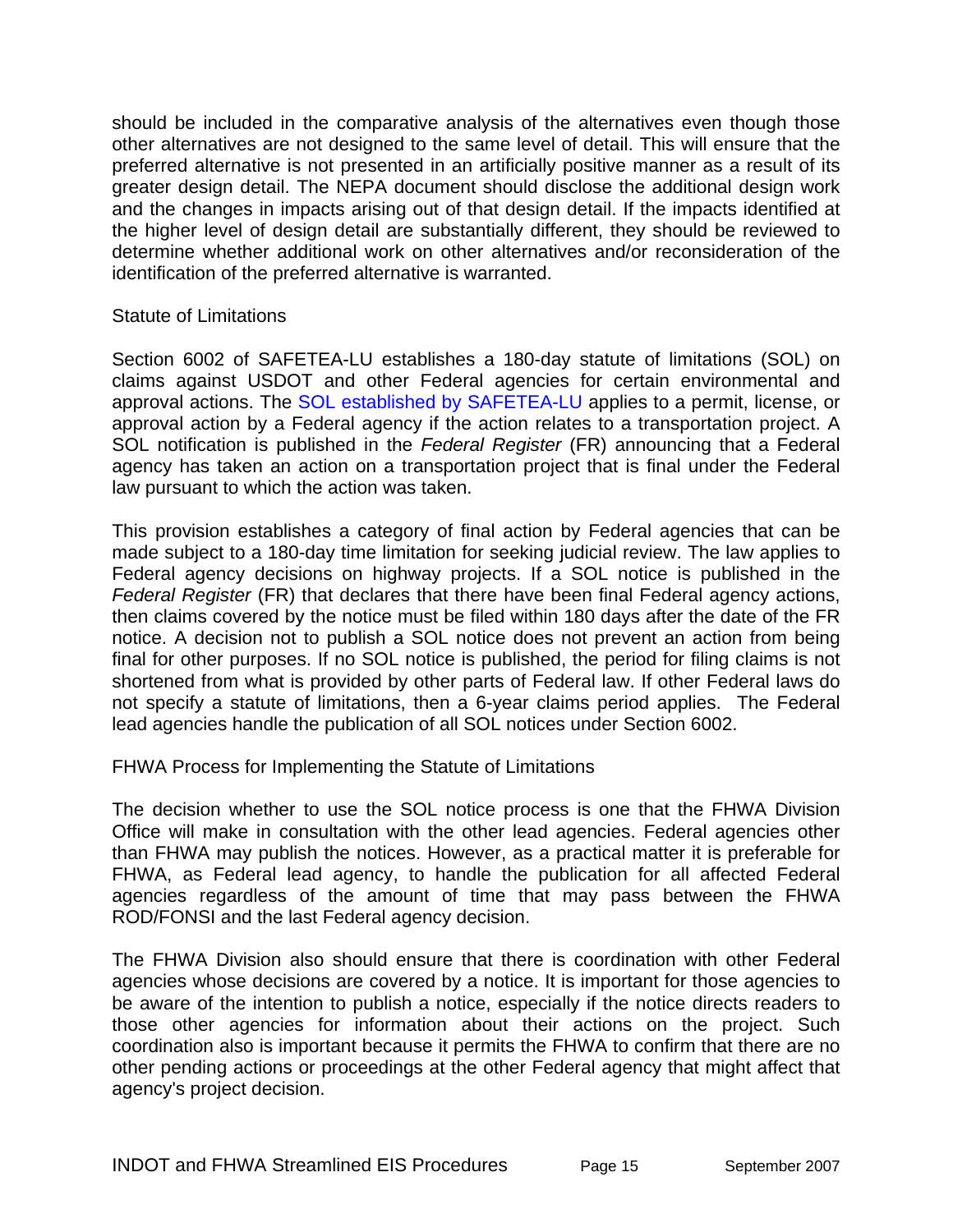should be included in the comparative analysis of the alternatives even though those other alternatives are not designed to the same level of detail. This will ensure that the preferred alternative is not presented in an artificially positive manner as a result of its greater design detail. The NEPA document should disclose the additional design work and the changes in impacts arising out of that design detail. If the impacts identified at the higher level of design detail are substantially different, they should be reviewed to determine whether additional work on other alternatives and/or reconsideration of the identification of the preferred alternative is warranted.

### Statute of Limitations

Section 6002 of SAFETEA-LU establishes a 180-day statute of limitations (SOL) on claims against USDOT and other Federal agencies for certain environmental and approval actions. The SOL established by SAFETEA-LU applies to a permit, license, or approval action by a Federal agency if the action relates to a transportation project. A SOL notification is published in the *Federal Register* (FR) announcing that a Federal agency has taken an action on a transportation project that is final under the Federal law pursuant to which the action was taken.

This provision establishes a category of final action by Federal agencies that can be made subject to a 180-day time limitation for seeking judicial review. The law applies to Federal agency decisions on highway projects. If a SOL notice is published in the *Federal Register* (FR) that declares that there have been final Federal agency actions, then claims covered by the notice must be filed within 180 days after the date of the FR notice. A decision not to publish a SOL notice does not prevent an action from being final for other purposes. If no SOL notice is published, the period for filing claims is not shortened from what is provided by other parts of Federal law. If other Federal laws do not specify a statute of limitations, then a 6-year claims period applies. The Federal lead agencies handle the publication of all SOL notices under Section 6002.

### FHWA Process for Implementing the Statute of Limitations

The decision whether to use the SOL notice process is one that the FHWA Division Office will make in consultation with the other lead agencies. Federal agencies other than FHWA may publish the notices. However, as a practical matter it is preferable for FHWA, as Federal lead agency, to handle the publication for all affected Federal agencies regardless of the amount of time that may pass between the FHWA ROD/FONSI and the last Federal agency decision.

The FHWA Division also should ensure that there is coordination with other Federal agencies whose decisions are covered by a notice. It is important for those agencies to be aware of the intention to publish a notice, especially if the notice directs readers to those other agencies for information about their actions on the project. Such coordination also is important because it permits the FHWA to confirm that there are no other pending actions or proceedings at the other Federal agency that might affect that agency's project decision.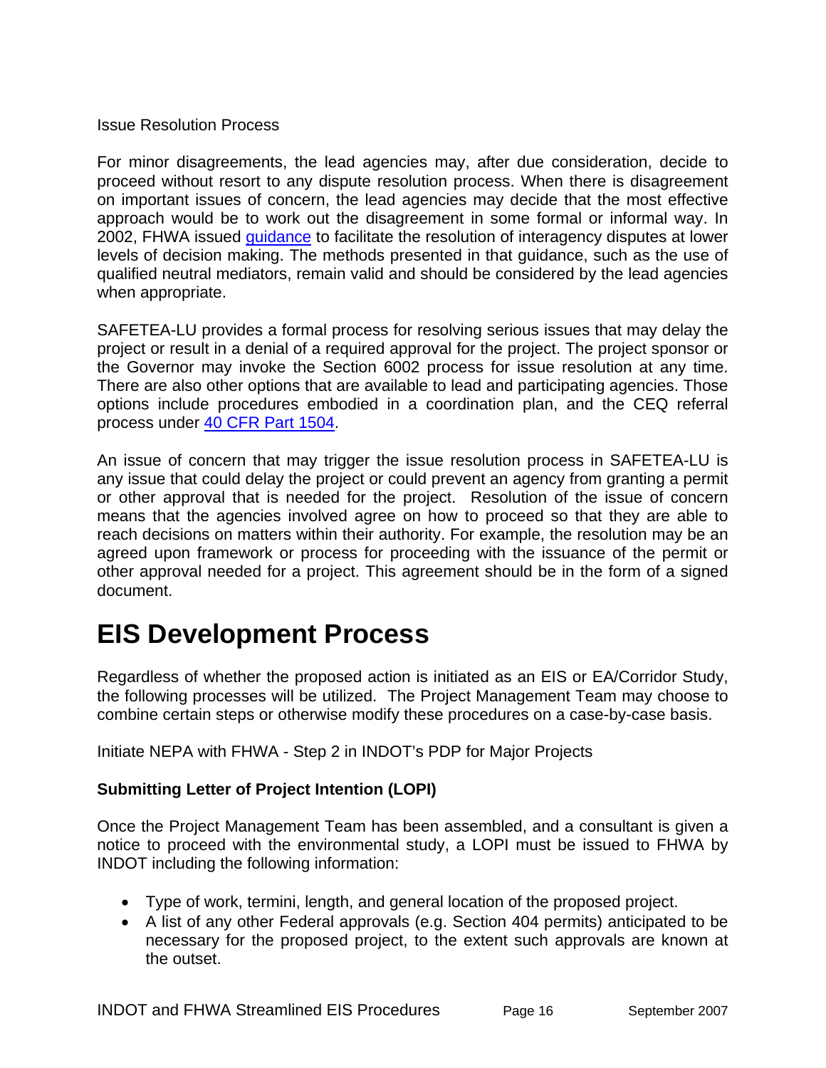Issue Resolution Process

For minor disagreements, the lead agencies may, after due consideration, decide to proceed without resort to any dispute resolution process. When there is disagreement on important issues of concern, the lead agencies may decide that the most effective approach would be to work out the disagreement in some formal or informal way. In 2002, FHWA issued guidance to facilitate the resolution of interagency disputes at lower levels of decision making. The methods presented in that guidance, such as the use of qualified neutral mediators, remain valid and should be considered by the lead agencies when appropriate.

SAFETEA-LU provides a formal process for resolving serious issues that may delay the project or result in a denial of a required approval for the project. The project sponsor or the Governor may invoke the Section 6002 process for issue resolution at any time. There are also other options that are available to lead and participating agencies. Those options include procedures embodied in a coordination plan, and the CEQ referral process under 40 CFR Part 1504.

An issue of concern that may trigger the issue resolution process in SAFETEA-LU is any issue that could delay the project or could prevent an agency from granting a permit or other approval that is needed for the project. Resolution of the issue of concern means that the agencies involved agree on how to proceed so that they are able to reach decisions on matters within their authority. For example, the resolution may be an agreed upon framework or process for proceeding with the issuance of the permit or other approval needed for a project. This agreement should be in the form of a signed document.

# EIS Development Process

Regardless of whether the proposed action is initiated as an EIS or EA/Corridor Study, the following processes will be utilized. The Project Management Team may choose to combine certain steps or otherwise modify these procedures on a case-by-case basis.

Initiate NEPA with FHWA - Step 2 in INDOT's PDP for Major Projects

**Submitting Letter of Project Intention (LOPI)**

Once the Project Management Team has been assembled, and a consultant is given a notice to proceed with the environmental study, a LOPI must be issued to FHWA by INDOT including the following information:

- Type of work, termini, length, and general location of the proposed project.
- A list of any other Federal approvals (e.g. Section 404 permits) anticipated to be necessary for the proposed project, to the extent such approvals are known at the outset.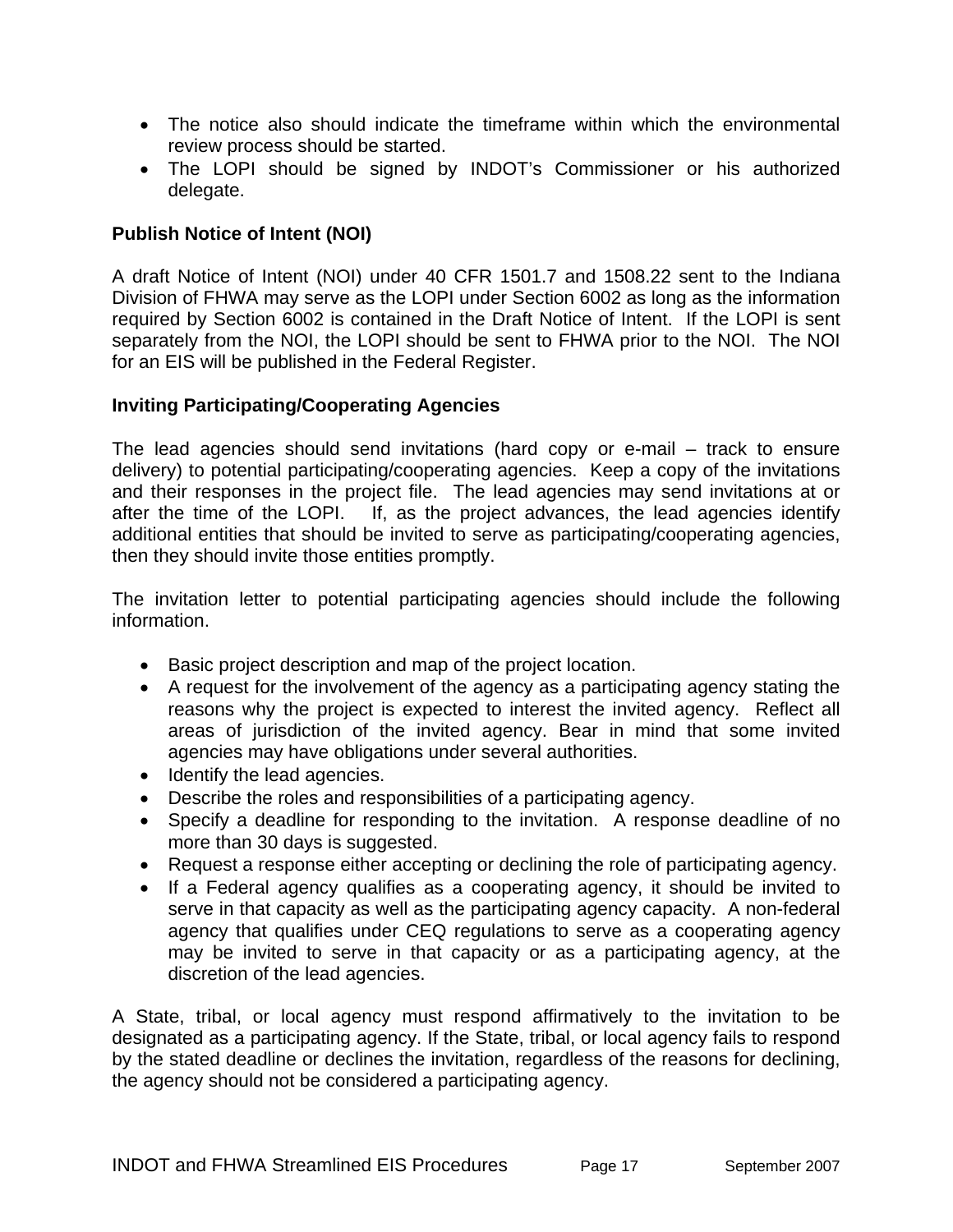- The notice also should indicate the timeframe within which the environmental review process should be started.
- The LOPI should be signed by INDOT's Commissioner or his authorized delegate.

**Publish Notice of Intent (NOI)**

A draft Notice of Intent (NOI) under 40 CFR 1501.7 and 1508.22 sent to the Indiana Division of FHWA may serve as the LOPI under Section 6002 as long as the information required by Section 6002 is contained in the Draft Notice of Intent. If the LOPI is sent separately from the NOI, the LOPI should be sent to FHWA prior to the NOI. The NOI for an EIS will be published in the Federal Register.

**Inviting Participating/Cooperating Agencies**

The lead agencies should send invitations (hard copy or e-mail – track to ensure delivery) to potential participating/cooperating agencies. Keep a copy of the invitations and their responses in the project file. The lead agencies may send invitations at or after the time of the LOPI. If, as the project advances, the lead agencies identify additional entities that should be invited to serve as participating/cooperating agencies, then they should invite those entities promptly.

The invitation letter to potential participating agencies should include the following information.

- Basic project description and map of the project location.
- A request for the involvement of the agency as a participating agency stating the reasons why the project is expected to interest the invited agency. Reflect all areas of jurisdiction of the invited agency. Bear in mind that some invited agencies may have obligations under several authorities.
- Identify the lead agencies.
- Describe the roles and responsibilities of a participating agency.
- Specify a deadline for responding to the invitation. A response deadline of no more than 30 days is suggested.
- Request a response either accepting or declining the role of participating agency.
- If a Federal agency qualifies as a cooperating agency, it should be invited to serve in that capacity as well as the participating agency capacity. A non-federal agency that qualifies under CEQ regulations to serve as a cooperating agency may be invited to serve in that capacity or as a participating agency, at the discretion of the lead agencies.

A State, tribal, or local agency must respond affirmatively to the invitation to be designated as a participating agency. If the State, tribal, or local agency fails to respond by the stated deadline or declines the invitation, regardless of the reasons for declining, the agency should not be considered a participating agency.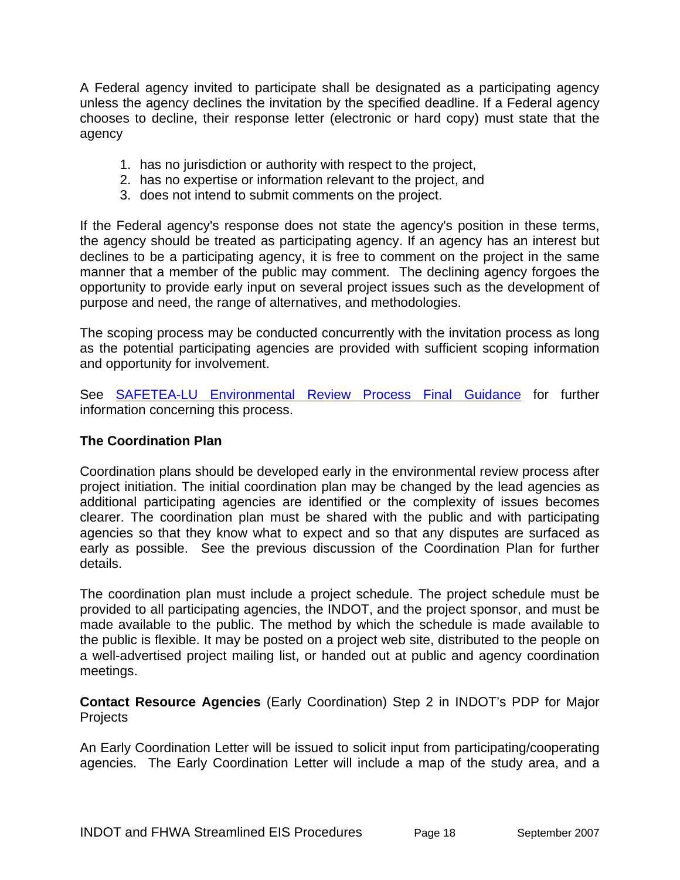A Federal agency invited to participate shall be designated as a participating agency unless the agency declines the invitation by the specified deadline. If a Federal agency chooses to decline, their response letter (electronic or hard copy) must state that the agency

1. has no jurisdiction or authority with respect to the project,
2. has no expertise or information relevant to the project, and
3. does not intend to submit comments on the project.

If the Federal agency's response does not state the agency's position in these terms, the agency should be treated as participating agency. If an agency has an interest but declines to be a participating agency, it is free to comment on the project in the same manner that a member of the public may comment. The declining agency forgoes the opportunity to provide early input on several project issues such as the development of purpose and need, the range of alternatives, and methodologies.

The scoping process may be conducted concurrently with the invitation process as long as the potential participating agencies are provided with sufficient scoping information and opportunity for involvement.

See SAFETEA-LU Environmental Review Process Final Guidance for further information concerning this process.

**The Coordination Plan**

Coordination plans should be developed early in the environmental review process after project initiation. The initial coordination plan may be changed by the lead agencies as additional participating agencies are identified or the complexity of issues becomes clearer. The coordination plan must be shared with the public and with participating agencies so that they know what to expect and so that any disputes are surfaced as early as possible. See the previous discussion of the Coordination Plan for further details.

The coordination plan must include a project schedule. The project schedule must be provided to all participating agencies, the INDOT, and the project sponsor, and must be made available to the public. The method by which the schedule is made available to the public is flexible. It may be posted on a project web site, distributed to the people on a well-advertised project mailing list, or handed out at public and agency coordination meetings.

**Contact Resource Agencies** (Early Coordination) Step 2 in INDOT's PDP for Major Projects

An Early Coordination Letter will be issued to solicit input from participating/cooperating agencies. The Early Coordination Letter will include a map of the study area, and a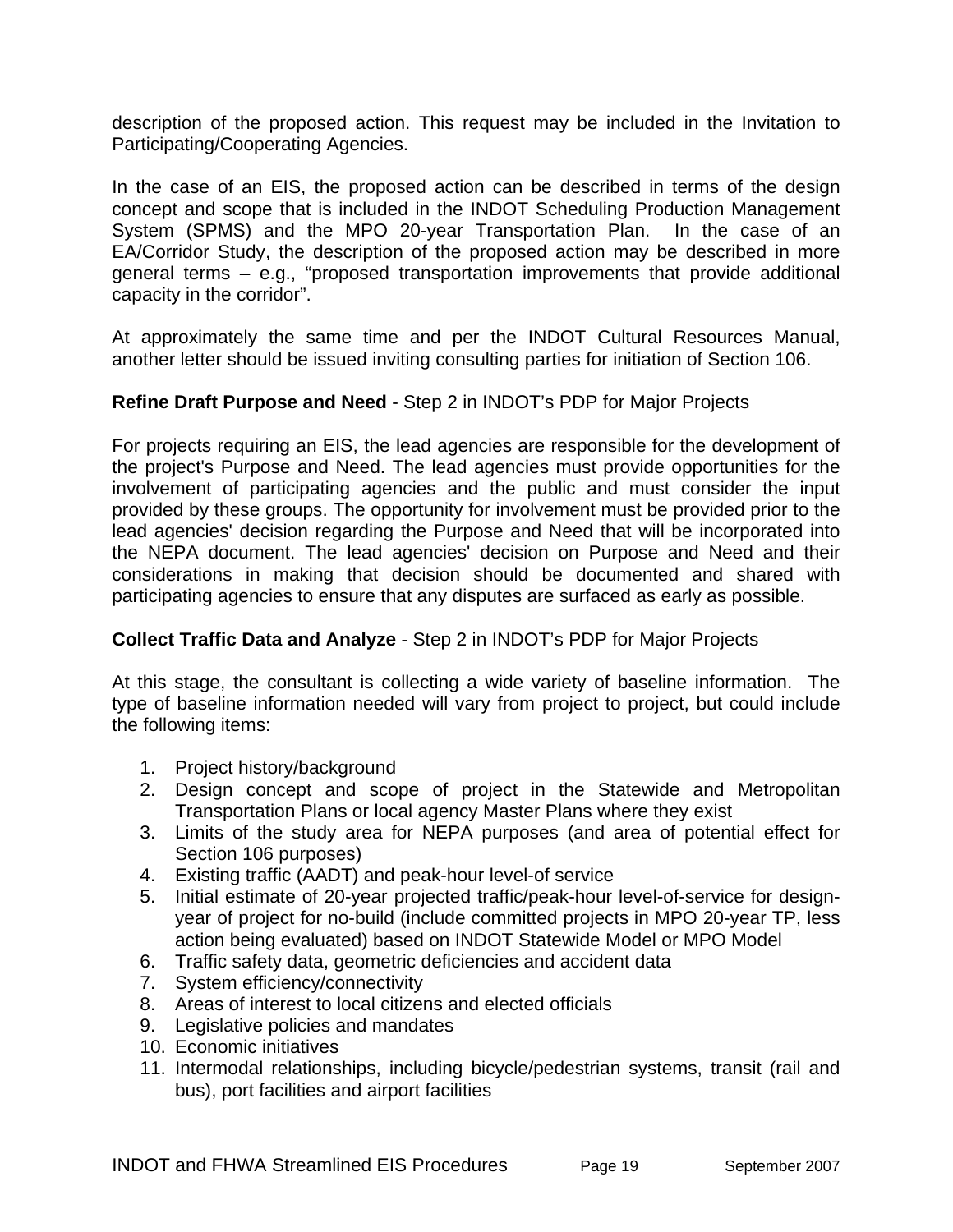description of the proposed action. This request may be included in the Invitation to Participating/Cooperating Agencies.

In the case of an EIS, the proposed action can be described in terms of the design concept and scope that is included in the INDOT Scheduling Production Management System (SPMS) and the MPO 20-year Transportation Plan. In the case of an EA/Corridor Study, the description of the proposed action may be described in more general terms – e.g., “proposed transportation improvements that provide additional capacity in the corridor”.

At approximately the same time and per the INDOT Cultural Resources Manual, another letter should be issued inviting consulting parties for initiation of Section 106.

**Refine Draft Purpose and Need** - Step 2 in INDOT’s PDP for Major Projects

For projects requiring an EIS, the lead agencies are responsible for the development of the project's Purpose and Need. The lead agencies must provide opportunities for the involvement of participating agencies and the public and must consider the input provided by these groups. The opportunity for involvement must be provided prior to the lead agencies' decision regarding the Purpose and Need that will be incorporated into the NEPA document. The lead agencies' decision on Purpose and Need and their considerations in making that decision should be documented and shared with participating agencies to ensure that any disputes are surfaced as early as possible.

**Collect Traffic Data and Analyze** - Step 2 in INDOT’s PDP for Major Projects

At this stage, the consultant is collecting a wide variety of baseline information. The type of baseline information needed will vary from project to project, but could include the following items:

1. Project history/background
2. Design concept and scope of project in the Statewide and Metropolitan Transportation Plans or local agency Master Plans where they exist
3. Limits of the study area for NEPA purposes (and area of potential effect for Section 106 purposes)
4. Existing traffic (AADT) and peak-hour level-of service
5. Initial estimate of 20-year projected traffic/peak-hour level-of-service for design-year of project for no-build (include committed projects in MPO 20-year TP, less action being evaluated) based on INDOT Statewide Model or MPO Model
6. Traffic safety data, geometric deficiencies and accident data
7. System efficiency/connectivity
8. Areas of interest to local citizens and elected officials
9. Legislative policies and mandates
10. Economic initiatives
11. Intermodal relationships, including bicycle/pedestrian systems, transit (rail and bus), port facilities and airport facilities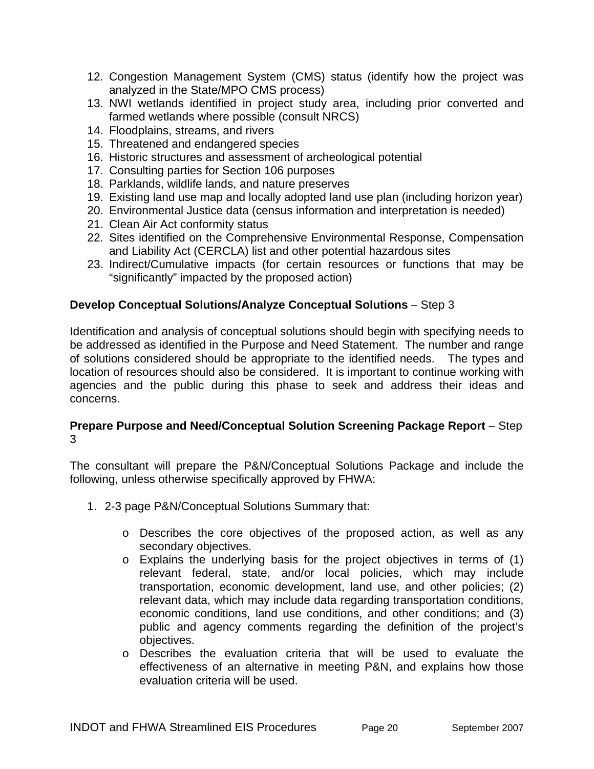12. Congestion Management System (CMS) status (identify how the project was analyzed in the State/MPO CMS process)
13. NWI wetlands identified in project study area, including prior converted and farmed wetlands where possible (consult NRCS)
14. Floodplains, streams, and rivers
15. Threatened and endangered species
16. Historic structures and assessment of archeological potential
17. Consulting parties for Section 106 purposes
18. Parklands, wildlife lands, and nature preserves
19. Existing land use map and locally adopted land use plan (including horizon year)
20. Environmental Justice data (census information and interpretation is needed)
21. Clean Air Act conformity status
22. Sites identified on the Comprehensive Environmental Response, Compensation and Liability Act (CERCLA) list and other potential hazardous sites
23. Indirect/Cumulative impacts (for certain resources or functions that may be "significantly" impacted by the proposed action)

**Develop Conceptual Solutions/Analyze Conceptual Solutions** – Step 3

Identification and analysis of conceptual solutions should begin with specifying needs to be addressed as identified in the Purpose and Need Statement. The number and range of solutions considered should be appropriate to the identified needs. The types and location of resources should also be considered. It is important to continue working with agencies and the public during this phase to seek and address their ideas and concerns.

**Prepare Purpose and Need/Conceptual Solution Screening Package Report** – Step 3

The consultant will prepare the P&N/Conceptual Solutions Package and include the following, unless otherwise specifically approved by FHWA:

1. 2-3 page P&N/Conceptual Solutions Summary that:

    - Describes the core objectives of the proposed action, as well as any secondary objectives.
    - Explains the underlying basis for the project objectives in terms of (1) relevant federal, state, and/or local policies, which may include transportation, economic development, land use, and other policies; (2) relevant data, which may include data regarding transportation conditions, economic conditions, land use conditions, and other conditions; and (3) public and agency comments regarding the definition of the project's objectives.
    - Describes the evaluation criteria that will be used to evaluate the effectiveness of an alternative in meeting P&N, and explains how those evaluation criteria will be used.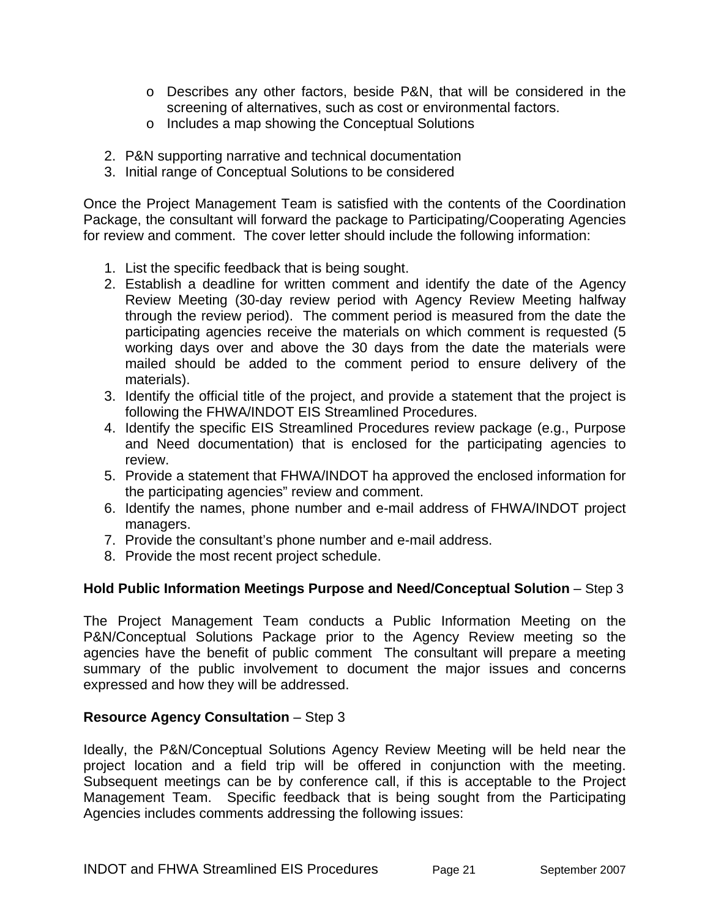- Describes any other factors, beside P&N, that will be considered in the screening of alternatives, such as cost or environmental factors.
   - Includes a map showing the Conceptual Solutions

2. P&N supporting narrative and technical documentation
3. Initial range of Conceptual Solutions to be considered

Once the Project Management Team is satisfied with the contents of the Coordination Package, the consultant will forward the package to Participating/Cooperating Agencies for review and comment. The cover letter should include the following information:

1. List the specific feedback that is being sought.
2. Establish a deadline for written comment and identify the date of the Agency Review Meeting (30-day review period with Agency Review Meeting halfway through the review period). The comment period is measured from the date the participating agencies receive the materials on which comment is requested (5 working days over and above the 30 days from the date the materials were mailed should be added to the comment period to ensure delivery of the materials).
3. Identify the official title of the project, and provide a statement that the project is following the FHWA/INDOT EIS Streamlined Procedures.
4. Identify the specific EIS Streamlined Procedures review package (e.g., Purpose and Need documentation) that is enclosed for the participating agencies to review.
5. Provide a statement that FHWA/INDOT ha approved the enclosed information for the participating agencies" review and comment.
6. Identify the names, phone number and e-mail address of FHWA/INDOT project managers.
7. Provide the consultant's phone number and e-mail address.
8. Provide the most recent project schedule.

**Hold Public Information Meetings Purpose and Need/Conceptual Solution** – Step 3

The Project Management Team conducts a Public Information Meeting on the P&N/Conceptual Solutions Package prior to the Agency Review meeting so the agencies have the benefit of public comment The consultant will prepare a meeting summary of the public involvement to document the major issues and concerns expressed and how they will be addressed.

**Resource Agency Consultation** – Step 3

Ideally, the P&N/Conceptual Solutions Agency Review Meeting will be held near the project location and a field trip will be offered in conjunction with the meeting. Subsequent meetings can be by conference call, if this is acceptable to the Project Management Team. Specific feedback that is being sought from the Participating Agencies includes comments addressing the following issues: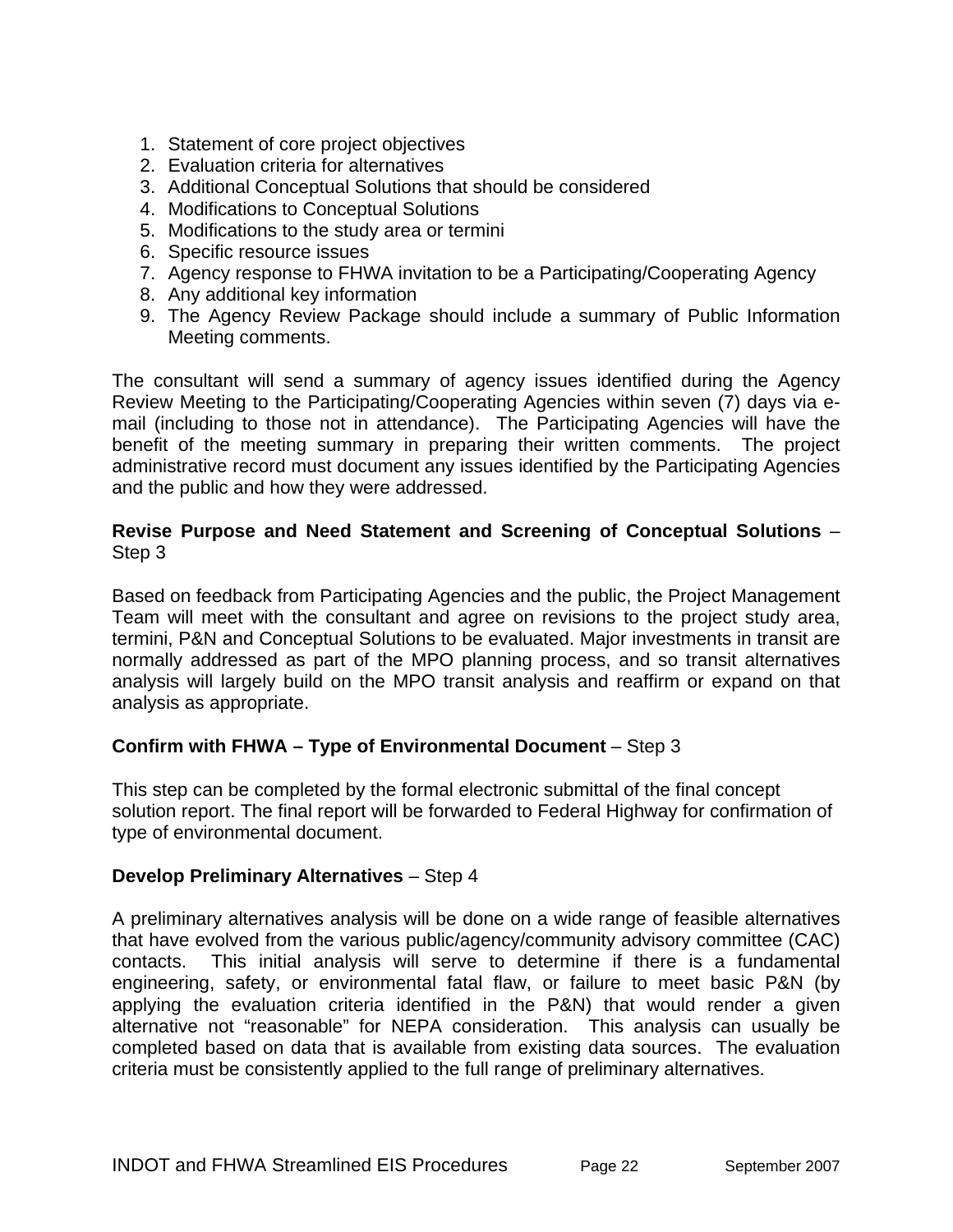1. Statement of core project objectives
2. Evaluation criteria for alternatives
3. Additional Conceptual Solutions that should be considered
4. Modifications to Conceptual Solutions
5. Modifications to the study area or termini
6. Specific resource issues
7. Agency response to FHWA invitation to be a Participating/Cooperating Agency
8. Any additional key information
9. The Agency Review Package should include a summary of Public Information Meeting comments.

The consultant will send a summary of agency issues identified during the Agency Review Meeting to the Participating/Cooperating Agencies within seven (7) days via e-mail (including to those not in attendance). The Participating Agencies will have the benefit of the meeting summary in preparing their written comments. The project administrative record must document any issues identified by the Participating Agencies and the public and how they were addressed.

**Revise Purpose and Need Statement and Screening of Conceptual Solutions** – Step 3

Based on feedback from Participating Agencies and the public, the Project Management Team will meet with the consultant and agree on revisions to the project study area, termini, P&N and Conceptual Solutions to be evaluated. Major investments in transit are normally addressed as part of the MPO planning process, and so transit alternatives analysis will largely build on the MPO transit analysis and reaffirm or expand on that analysis as appropriate.

**Confirm with FHWA – Type of Environmental Document** – Step 3

This step can be completed by the formal electronic submittal of the final concept solution report. The final report will be forwarded to Federal Highway for confirmation of type of environmental document.

**Develop Preliminary Alternatives** – Step 4

A preliminary alternatives analysis will be done on a wide range of feasible alternatives that have evolved from the various public/agency/community advisory committee (CAC) contacts. This initial analysis will serve to determine if there is a fundamental engineering, safety, or environmental fatal flaw, or failure to meet basic P&N (by applying the evaluation criteria identified in the P&N) that would render a given alternative not "reasonable" for NEPA consideration. This analysis can usually be completed based on data that is available from existing data sources. The evaluation criteria must be consistently applied to the full range of preliminary alternatives.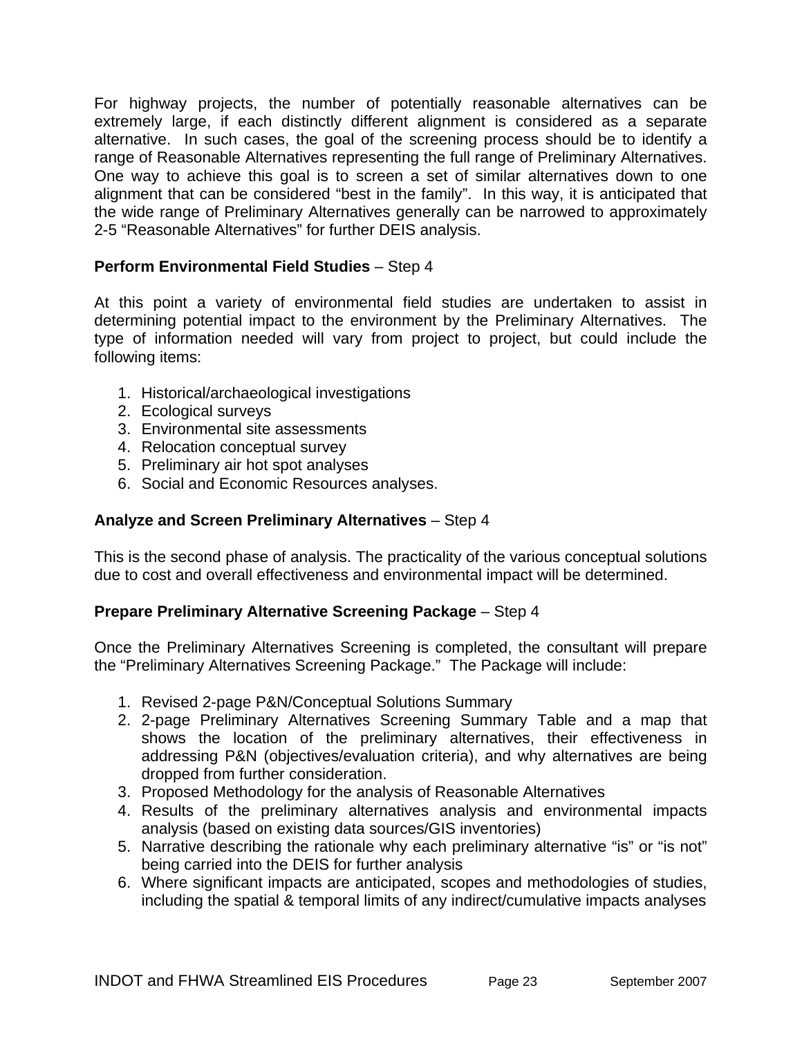For highway projects, the number of potentially reasonable alternatives can be extremely large, if each distinctly different alignment is considered as a separate alternative. In such cases, the goal of the screening process should be to identify a range of Reasonable Alternatives representing the full range of Preliminary Alternatives. One way to achieve this goal is to screen a set of similar alternatives down to one alignment that can be considered “best in the family”. In this way, it is anticipated that the wide range of Preliminary Alternatives generally can be narrowed to approximately 2-5 “Reasonable Alternatives” for further DEIS analysis.

**Perform Environmental Field Studies** – Step 4

At this point a variety of environmental field studies are undertaken to assist in determining potential impact to the environment by the Preliminary Alternatives. The type of information needed will vary from project to project, but could include the following items:

1. Historical/archaeological investigations
2. Ecological surveys
3. Environmental site assessments
4. Relocation conceptual survey
5. Preliminary air hot spot analyses
6. Social and Economic Resources analyses.

**Analyze and Screen Preliminary Alternatives** – Step 4

This is the second phase of analysis. The practicality of the various conceptual solutions due to cost and overall effectiveness and environmental impact will be determined.

**Prepare Preliminary Alternative Screening Package** – Step 4

Once the Preliminary Alternatives Screening is completed, the consultant will prepare the “Preliminary Alternatives Screening Package.” The Package will include:

1. Revised 2-page P&N/Conceptual Solutions Summary
2. 2-page Preliminary Alternatives Screening Summary Table and a map that shows the location of the preliminary alternatives, their effectiveness in addressing P&N (objectives/evaluation criteria), and why alternatives are being dropped from further consideration.
3. Proposed Methodology for the analysis of Reasonable Alternatives
4. Results of the preliminary alternatives analysis and environmental impacts analysis (based on existing data sources/GIS inventories)
5. Narrative describing the rationale why each preliminary alternative “is” or “is not” being carried into the DEIS for further analysis
6. Where significant impacts are anticipated, scopes and methodologies of studies, including the spatial & temporal limits of any indirect/cumulative impacts analyses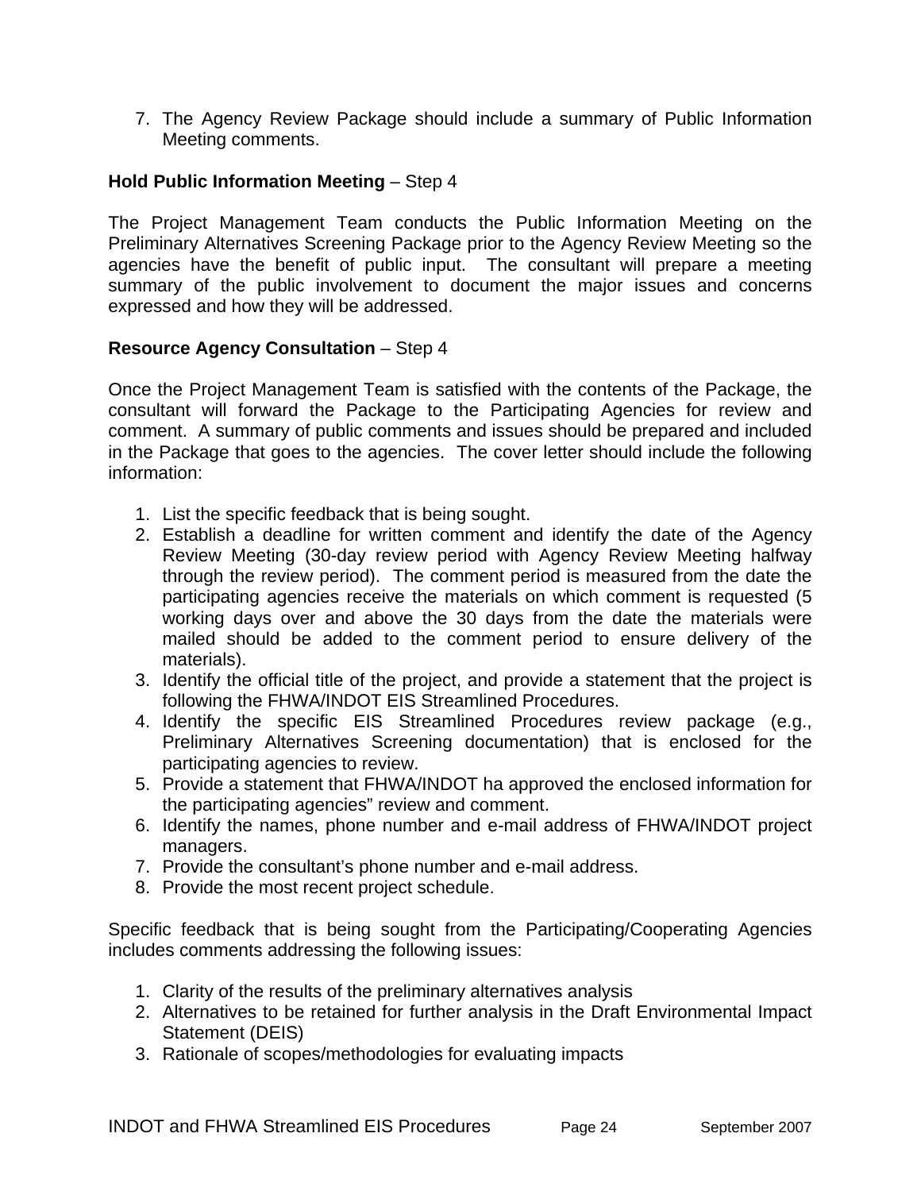7. The Agency Review Package should include a summary of Public Information Meeting comments.

**Hold Public Information Meeting** – Step 4

The Project Management Team conducts the Public Information Meeting on the Preliminary Alternatives Screening Package prior to the Agency Review Meeting so the agencies have the benefit of public input. The consultant will prepare a meeting summary of the public involvement to document the major issues and concerns expressed and how they will be addressed.

**Resource Agency Consultation** – Step 4

Once the Project Management Team is satisfied with the contents of the Package, the consultant will forward the Package to the Participating Agencies for review and comment. A summary of public comments and issues should be prepared and included in the Package that goes to the agencies. The cover letter should include the following information:

1. List the specific feedback that is being sought.
2. Establish a deadline for written comment and identify the date of the Agency Review Meeting (30-day review period with Agency Review Meeting halfway through the review period). The comment period is measured from the date the participating agencies receive the materials on which comment is requested (5 working days over and above the 30 days from the date the materials were mailed should be added to the comment period to ensure delivery of the materials).
3. Identify the official title of the project, and provide a statement that the project is following the FHWA/INDOT EIS Streamlined Procedures.
4. Identify the specific EIS Streamlined Procedures review package (e.g., Preliminary Alternatives Screening documentation) that is enclosed for the participating agencies to review.
5. Provide a statement that FHWA/INDOT ha approved the enclosed information for the participating agencies" review and comment.
6. Identify the names, phone number and e-mail address of FHWA/INDOT project managers.
7. Provide the consultant's phone number and e-mail address.
8. Provide the most recent project schedule.

Specific feedback that is being sought from the Participating/Cooperating Agencies includes comments addressing the following issues:

1. Clarity of the results of the preliminary alternatives analysis
2. Alternatives to be retained for further analysis in the Draft Environmental Impact Statement (DEIS)
3. Rationale of scopes/methodologies for evaluating impacts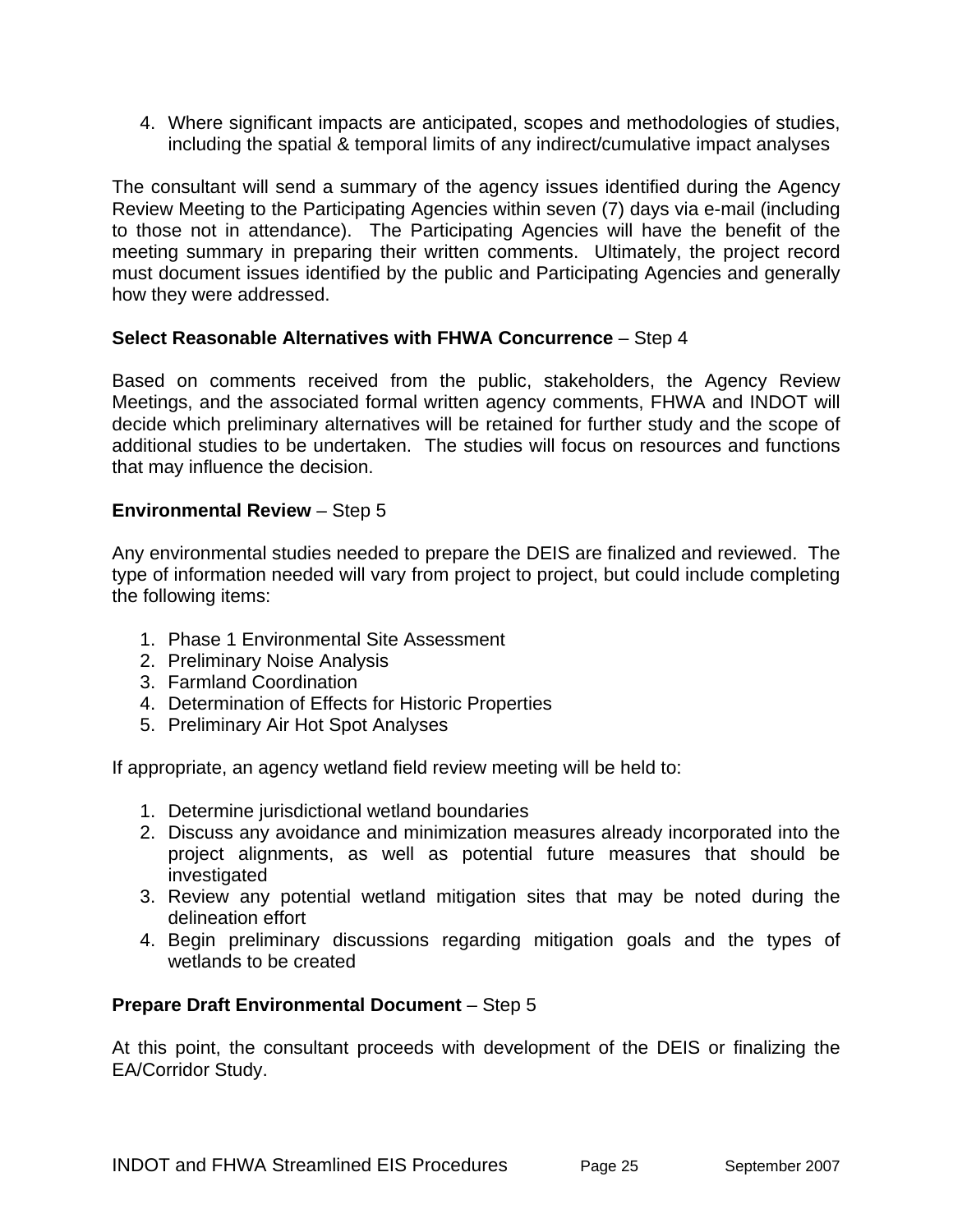4. Where significant impacts are anticipated, scopes and methodologies of studies, including the spatial & temporal limits of any indirect/cumulative impact analyses

The consultant will send a summary of the agency issues identified during the Agency Review Meeting to the Participating Agencies within seven (7) days via e-mail (including to those not in attendance). The Participating Agencies will have the benefit of the meeting summary in preparing their written comments. Ultimately, the project record must document issues identified by the public and Participating Agencies and generally how they were addressed.

**Select Reasonable Alternatives with FHWA Concurrence** – Step 4

Based on comments received from the public, stakeholders, the Agency Review Meetings, and the associated formal written agency comments, FHWA and INDOT will decide which preliminary alternatives will be retained for further study and the scope of additional studies to be undertaken. The studies will focus on resources and functions that may influence the decision.

**Environmental Review** – Step 5

Any environmental studies needed to prepare the DEIS are finalized and reviewed. The type of information needed will vary from project to project, but could include completing the following items:

1. Phase 1 Environmental Site Assessment
2. Preliminary Noise Analysis
3. Farmland Coordination
4. Determination of Effects for Historic Properties
5. Preliminary Air Hot Spot Analyses

If appropriate, an agency wetland field review meeting will be held to:

1. Determine jurisdictional wetland boundaries
2. Discuss any avoidance and minimization measures already incorporated into the project alignments, as well as potential future measures that should be investigated
3. Review any potential wetland mitigation sites that may be noted during the delineation effort
4. Begin preliminary discussions regarding mitigation goals and the types of wetlands to be created

**Prepare Draft Environmental Document** – Step 5

At this point, the consultant proceeds with development of the DEIS or finalizing the EA/Corridor Study.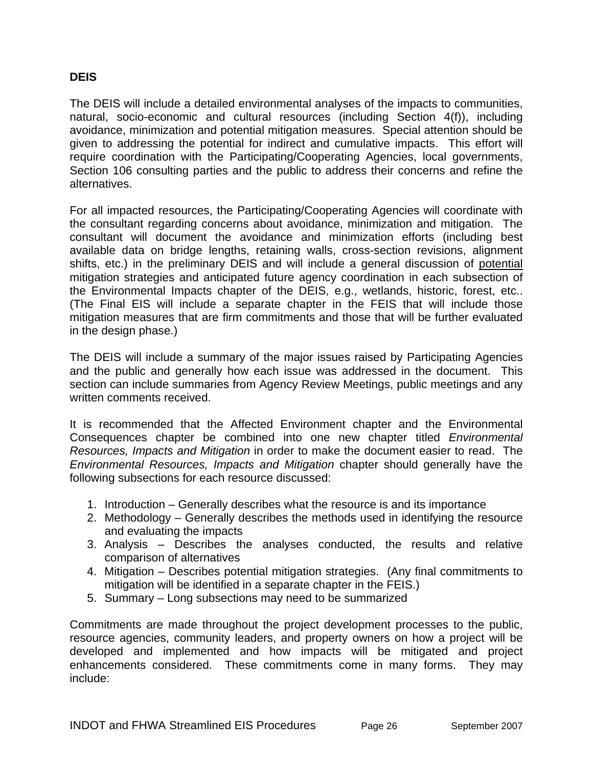**DEIS**

The DEIS will include a detailed environmental analyses of the impacts to communities, natural, socio-economic and cultural resources (including Section 4(f)), including avoidance, minimization and potential mitigation measures. Special attention should be given to addressing the potential for indirect and cumulative impacts. This effort will require coordination with the Participating/Cooperating Agencies, local governments, Section 106 consulting parties and the public to address their concerns and refine the alternatives.

For all impacted resources, the Participating/Cooperating Agencies will coordinate with the consultant regarding concerns about avoidance, minimization and mitigation. The consultant will document the avoidance and minimization efforts (including best available data on bridge lengths, retaining walls, cross-section revisions, alignment shifts, etc.) in the preliminary DEIS and will include a general discussion of potential mitigation strategies and anticipated future agency coordination in each subsection of the Environmental Impacts chapter of the DEIS, e.g., wetlands, historic, forest, etc.. (The Final EIS will include a separate chapter in the FEIS that will include those mitigation measures that are firm commitments and those that will be further evaluated in the design phase.)

The DEIS will include a summary of the major issues raised by Participating Agencies and the public and generally how each issue was addressed in the document. This section can include summaries from Agency Review Meetings, public meetings and any written comments received.

It is recommended that the Affected Environment chapter and the Environmental Consequences chapter be combined into one new chapter titled *Environmental Resources, Impacts and Mitigation* in order to make the document easier to read. The *Environmental Resources, Impacts and Mitigation* chapter should generally have the following subsections for each resource discussed:

1. Introduction – Generally describes what the resource is and its importance
2. Methodology – Generally describes the methods used in identifying the resource and evaluating the impacts
3. Analysis – Describes the analyses conducted, the results and relative comparison of alternatives
4. Mitigation – Describes potential mitigation strategies. (Any final commitments to mitigation will be identified in a separate chapter in the FEIS.)
5. Summary – Long subsections may need to be summarized

Commitments are made throughout the project development processes to the public, resource agencies, community leaders, and property owners on how a project will be developed and implemented and how impacts will be mitigated and project enhancements considered. These commitments come in many forms. They may include: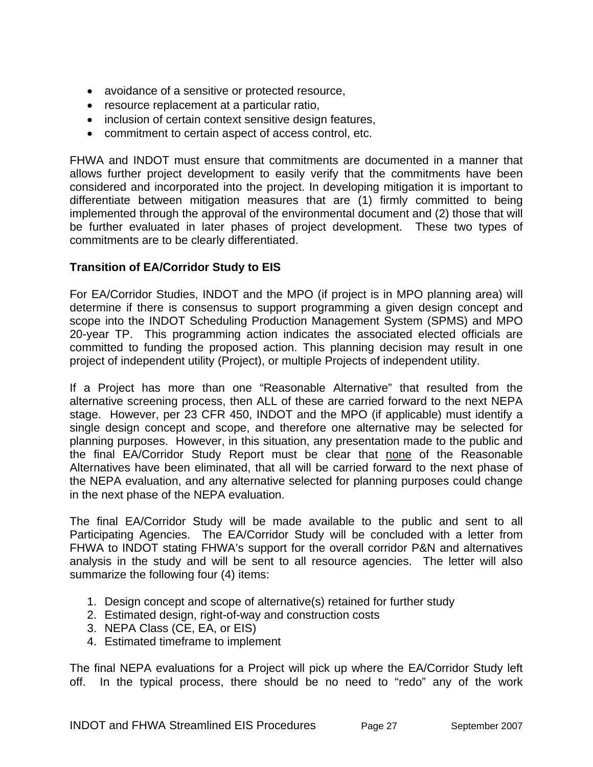- avoidance of a sensitive or protected resource,
- resource replacement at a particular ratio,
- inclusion of certain context sensitive design features,
- commitment to certain aspect of access control, etc.

FHWA and INDOT must ensure that commitments are documented in a manner that allows further project development to easily verify that the commitments have been considered and incorporated into the project. In developing mitigation it is important to differentiate between mitigation measures that are (1) firmly committed to being implemented through the approval of the environmental document and (2) those that will be further evaluated in later phases of project development. These two types of commitments are to be clearly differentiated.

**Transition of EA/Corridor Study to EIS**

For EA/Corridor Studies, INDOT and the MPO (if project is in MPO planning area) will determine if there is consensus to support programming a given design concept and scope into the INDOT Scheduling Production Management System (SPMS) and MPO 20-year TP. This programming action indicates the associated elected officials are committed to funding the proposed action. This planning decision may result in one project of independent utility (Project), or multiple Projects of independent utility.

If a Project has more than one "Reasonable Alternative" that resulted from the alternative screening process, then ALL of these are carried forward to the next NEPA stage. However, per 23 CFR 450, INDOT and the MPO (if applicable) must identify a single design concept and scope, and therefore one alternative may be selected for planning purposes. However, in this situation, any presentation made to the public and the final EA/Corridor Study Report must be clear that <u>none</u> of the Reasonable Alternatives have been eliminated, that all will be carried forward to the next phase of the NEPA evaluation, and any alternative selected for planning purposes could change in the next phase of the NEPA evaluation.

The final EA/Corridor Study will be made available to the public and sent to all Participating Agencies. The EA/Corridor Study will be concluded with a letter from FHWA to INDOT stating FHWA's support for the overall corridor P&N and alternatives analysis in the study and will be sent to all resource agencies. The letter will also summarize the following four (4) items:

1. Design concept and scope of alternative(s) retained for further study
2. Estimated design, right-of-way and construction costs
3. NEPA Class (CE, EA, or EIS)
4. Estimated timeframe to implement

The final NEPA evaluations for a Project will pick up where the EA/Corridor Study left off. In the typical process, there should be no need to "redo" any of the work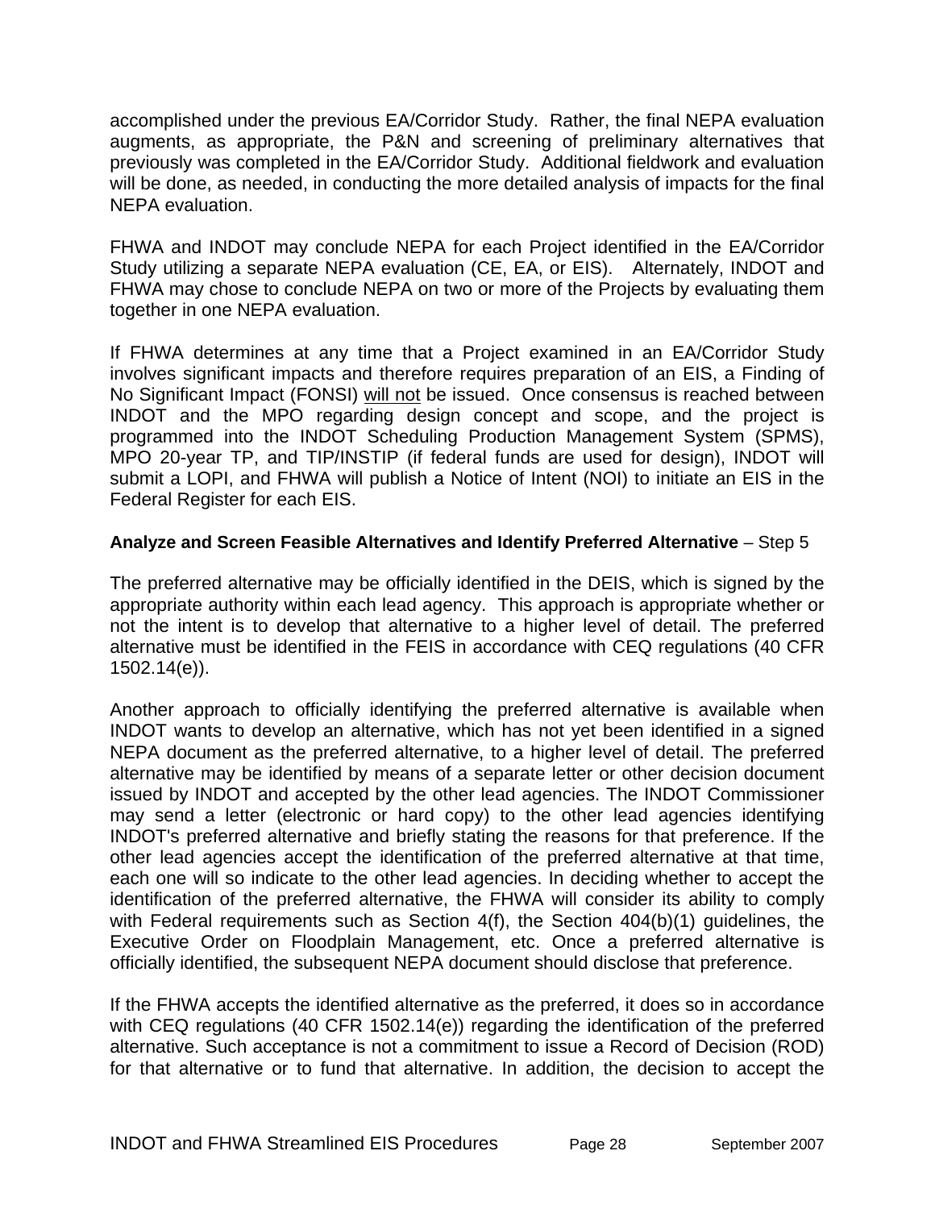accomplished under the previous EA/Corridor Study. Rather, the final NEPA evaluation augments, as appropriate, the P&N and screening of preliminary alternatives that previously was completed in the EA/Corridor Study. Additional fieldwork and evaluation will be done, as needed, in conducting the more detailed analysis of impacts for the final NEPA evaluation.

FHWA and INDOT may conclude NEPA for each Project identified in the EA/Corridor Study utilizing a separate NEPA evaluation (CE, EA, or EIS). Alternately, INDOT and FHWA may chose to conclude NEPA on two or more of the Projects by evaluating them together in one NEPA evaluation.

If FHWA determines at any time that a Project examined in an EA/Corridor Study involves significant impacts and therefore requires preparation of an EIS, a Finding of No Significant Impact (FONSI) <u>will not</u> be issued. Once consensus is reached between INDOT and the MPO regarding design concept and scope, and the project is programmed into the INDOT Scheduling Production Management System (SPMS), MPO 20-year TP, and TIP/INSTIP (if federal funds are used for design), INDOT will submit a LOPI, and FHWA will publish a Notice of Intent (NOI) to initiate an EIS in the Federal Register for each EIS.

**Analyze and Screen Feasible Alternatives and Identify Preferred Alternative** – Step 5

The preferred alternative may be officially identified in the DEIS, which is signed by the appropriate authority within each lead agency. This approach is appropriate whether or not the intent is to develop that alternative to a higher level of detail. The preferred alternative must be identified in the FEIS in accordance with CEQ regulations (40 CFR 1502.14(e)).

Another approach to officially identifying the preferred alternative is available when INDOT wants to develop an alternative, which has not yet been identified in a signed NEPA document as the preferred alternative, to a higher level of detail. The preferred alternative may be identified by means of a separate letter or other decision document issued by INDOT and accepted by the other lead agencies. The INDOT Commissioner may send a letter (electronic or hard copy) to the other lead agencies identifying INDOT's preferred alternative and briefly stating the reasons for that preference. If the other lead agencies accept the identification of the preferred alternative at that time, each one will so indicate to the other lead agencies. In deciding whether to accept the identification of the preferred alternative, the FHWA will consider its ability to comply with Federal requirements such as Section 4(f), the Section 404(b)(1) guidelines, the Executive Order on Floodplain Management, etc. Once a preferred alternative is officially identified, the subsequent NEPA document should disclose that preference.

If the FHWA accepts the identified alternative as the preferred, it does so in accordance with CEQ regulations (40 CFR 1502.14(e)) regarding the identification of the preferred alternative. Such acceptance is not a commitment to issue a Record of Decision (ROD) for that alternative or to fund that alternative. In addition, the decision to accept the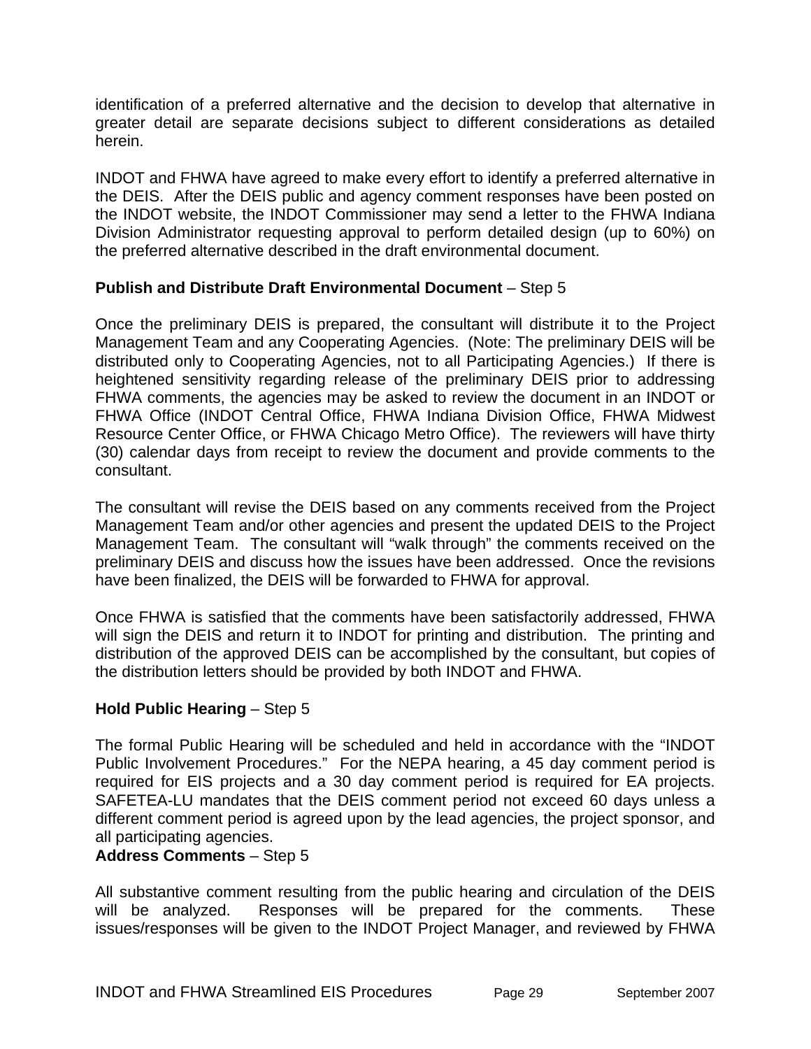identification of a preferred alternative and the decision to develop that alternative in greater detail are separate decisions subject to different considerations as detailed herein.

INDOT and FHWA have agreed to make every effort to identify a preferred alternative in the DEIS. After the DEIS public and agency comment responses have been posted on the INDOT website, the INDOT Commissioner may send a letter to the FHWA Indiana Division Administrator requesting approval to perform detailed design (up to 60%) on the preferred alternative described in the draft environmental document.

**Publish and Distribute Draft Environmental Document** – Step 5

Once the preliminary DEIS is prepared, the consultant will distribute it to the Project Management Team and any Cooperating Agencies. (Note: The preliminary DEIS will be distributed only to Cooperating Agencies, not to all Participating Agencies.) If there is heightened sensitivity regarding release of the preliminary DEIS prior to addressing FHWA comments, the agencies may be asked to review the document in an INDOT or FHWA Office (INDOT Central Office, FHWA Indiana Division Office, FHWA Midwest Resource Center Office, or FHWA Chicago Metro Office). The reviewers will have thirty (30) calendar days from receipt to review the document and provide comments to the consultant.

The consultant will revise the DEIS based on any comments received from the Project Management Team and/or other agencies and present the updated DEIS to the Project Management Team. The consultant will "walk through" the comments received on the preliminary DEIS and discuss how the issues have been addressed. Once the revisions have been finalized, the DEIS will be forwarded to FHWA for approval.

Once FHWA is satisfied that the comments have been satisfactorily addressed, FHWA will sign the DEIS and return it to INDOT for printing and distribution. The printing and distribution of the approved DEIS can be accomplished by the consultant, but copies of the distribution letters should be provided by both INDOT and FHWA.

**Hold Public Hearing** – Step 5

The formal Public Hearing will be scheduled and held in accordance with the "INDOT Public Involvement Procedures." For the NEPA hearing, a 45 day comment period is required for EIS projects and a 30 day comment period is required for EA projects. SAFETEA-LU mandates that the DEIS comment period not exceed 60 days unless a different comment period is agreed upon by the lead agencies, the project sponsor, and all participating agencies.

**Address Comments** – Step 5

All substantive comment resulting from the public hearing and circulation of the DEIS will be analyzed. Responses will be prepared for the comments. These issues/responses will be given to the INDOT Project Manager, and reviewed by FHWA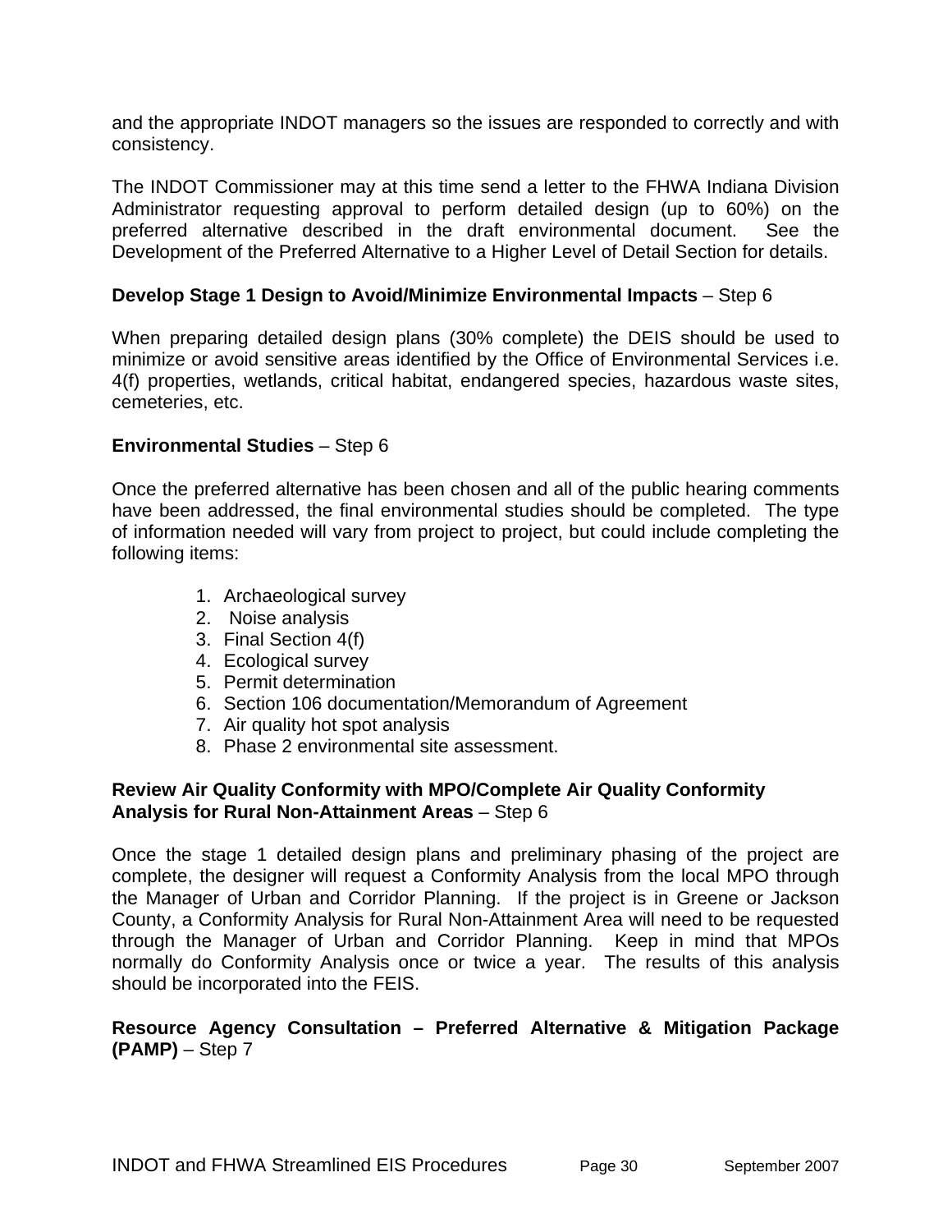and the appropriate INDOT managers so the issues are responded to correctly and with consistency.

The INDOT Commissioner may at this time send a letter to the FHWA Indiana Division Administrator requesting approval to perform detailed design (up to 60%) on the preferred alternative described in the draft environmental document. See the Development of the Preferred Alternative to a Higher Level of Detail Section for details.

**Develop Stage 1 Design to Avoid/Minimize Environmental Impacts** – Step 6

When preparing detailed design plans (30% complete) the DEIS should be used to minimize or avoid sensitive areas identified by the Office of Environmental Services i.e. 4(f) properties, wetlands, critical habitat, endangered species, hazardous waste sites, cemeteries, etc.

**Environmental Studies** – Step 6

Once the preferred alternative has been chosen and all of the public hearing comments have been addressed, the final environmental studies should be completed. The type of information needed will vary from project to project, but could include completing the following items:

1. Archaeological survey
2. Noise analysis
3. Final Section 4(f)
4. Ecological survey
5. Permit determination
6. Section 106 documentation/Memorandum of Agreement
7. Air quality hot spot analysis
8. Phase 2 environmental site assessment.

**Review Air Quality Conformity with MPO/Complete Air Quality Conformity Analysis for Rural Non-Attainment Areas** – Step 6

Once the stage 1 detailed design plans and preliminary phasing of the project are complete, the designer will request a Conformity Analysis from the local MPO through the Manager of Urban and Corridor Planning. If the project is in Greene or Jackson County, a Conformity Analysis for Rural Non-Attainment Area will need to be requested through the Manager of Urban and Corridor Planning. Keep in mind that MPOs normally do Conformity Analysis once or twice a year. The results of this analysis should be incorporated into the FEIS.

**Resource Agency Consultation – Preferred Alternative & Mitigation Package (PAMP)** – Step 7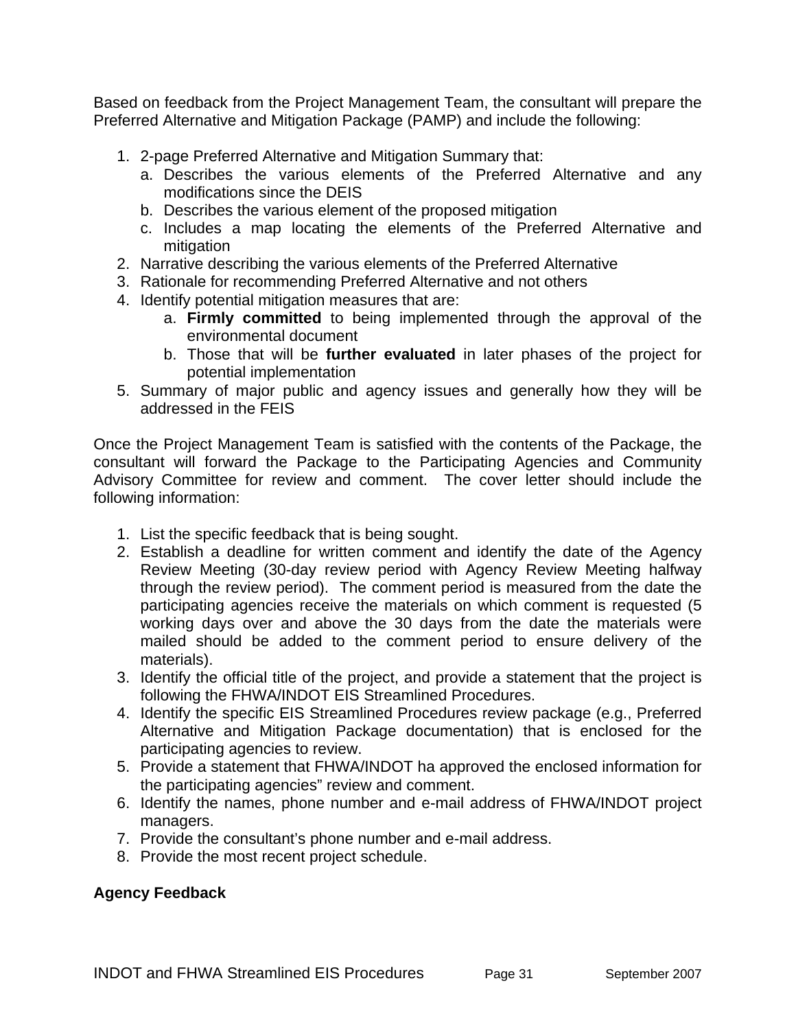Based on feedback from the Project Management Team, the consultant will prepare the Preferred Alternative and Mitigation Package (PAMP) and include the following:

1. 2-page Preferred Alternative and Mitigation Summary that:
   a. Describes the various elements of the Preferred Alternative and any modifications since the DEIS
   b. Describes the various element of the proposed mitigation
   c. Includes a map locating the elements of the Preferred Alternative and mitigation
2. Narrative describing the various elements of the Preferred Alternative
3. Rationale for recommending Preferred Alternative and not others
4. Identify potential mitigation measures that are:
   a. **Firmly committed** to being implemented through the approval of the environmental document
   b. Those that will be **further evaluated** in later phases of the project for potential implementation
5. Summary of major public and agency issues and generally how they will be addressed in the FEIS

Once the Project Management Team is satisfied with the contents of the Package, the consultant will forward the Package to the Participating Agencies and Community Advisory Committee for review and comment. The cover letter should include the following information:

1. List the specific feedback that is being sought.
2. Establish a deadline for written comment and identify the date of the Agency Review Meeting (30-day review period with Agency Review Meeting halfway through the review period). The comment period is measured from the date the participating agencies receive the materials on which comment is requested (5 working days over and above the 30 days from the date the materials were mailed should be added to the comment period to ensure delivery of the materials).
3. Identify the official title of the project, and provide a statement that the project is following the FHWA/INDOT EIS Streamlined Procedures.
4. Identify the specific EIS Streamlined Procedures review package (e.g., Preferred Alternative and Mitigation Package documentation) that is enclosed for the participating agencies to review.
5. Provide a statement that FHWA/INDOT ha approved the enclosed information for the participating agencies" review and comment.
6. Identify the names, phone number and e-mail address of FHWA/INDOT project managers.
7. Provide the consultant's phone number and e-mail address.
8. Provide the most recent project schedule.

**Agency Feedback**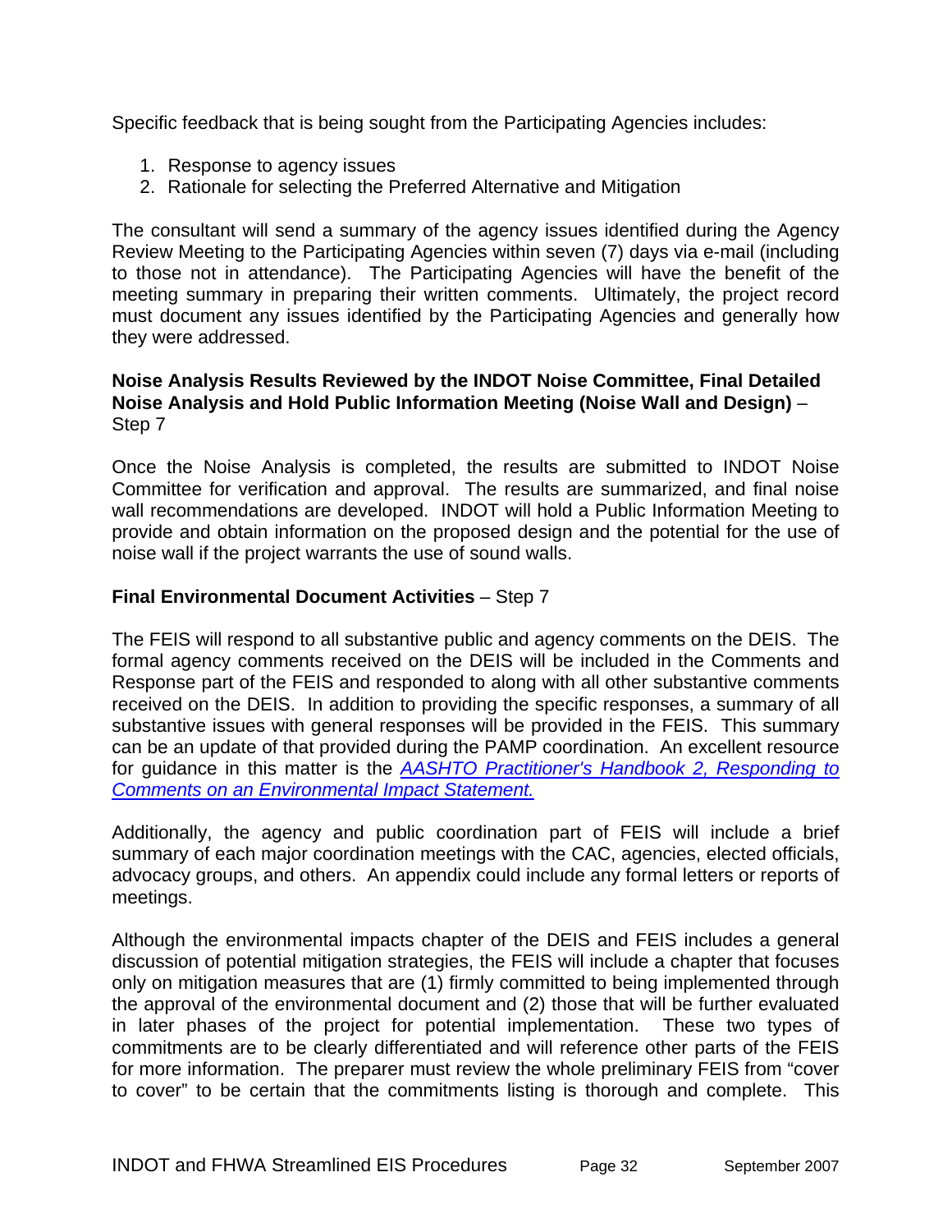Specific feedback that is being sought from the Participating Agencies includes:

1. Response to agency issues
2. Rationale for selecting the Preferred Alternative and Mitigation

The consultant will send a summary of the agency issues identified during the Agency Review Meeting to the Participating Agencies within seven (7) days via e-mail (including to those not in attendance). The Participating Agencies will have the benefit of the meeting summary in preparing their written comments. Ultimately, the project record must document any issues identified by the Participating Agencies and generally how they were addressed.

**Noise Analysis Results Reviewed by the INDOT Noise Committee, Final Detailed Noise Analysis and Hold Public Information Meeting (Noise Wall and Design)** – Step 7

Once the Noise Analysis is completed, the results are submitted to INDOT Noise Committee for verification and approval. The results are summarized, and final noise wall recommendations are developed. INDOT will hold a Public Information Meeting to provide and obtain information on the proposed design and the potential for the use of noise wall if the project warrants the use of sound walls.

**Final Environmental Document Activities** – Step 7

The FEIS will respond to all substantive public and agency comments on the DEIS. The formal agency comments received on the DEIS will be included in the Comments and Response part of the FEIS and responded to along with all other substantive comments received on the DEIS. In addition to providing the specific responses, a summary of all substantive issues with general responses will be provided in the FEIS. This summary can be an update of that provided during the PAMP coordination. An excellent resource for guidance in this matter is the *AASHTO Practitioner's Handbook 2, Responding to Comments on an Environmental Impact Statement.*

Additionally, the agency and public coordination part of FEIS will include a brief summary of each major coordination meetings with the CAC, agencies, elected officials, advocacy groups, and others. An appendix could include any formal letters or reports of meetings.

Although the environmental impacts chapter of the DEIS and FEIS includes a general discussion of potential mitigation strategies, the FEIS will include a chapter that focuses only on mitigation measures that are (1) firmly committed to being implemented through the approval of the environmental document and (2) those that will be further evaluated in later phases of the project for potential implementation. These two types of commitments are to be clearly differentiated and will reference other parts of the FEIS for more information. The preparer must review the whole preliminary FEIS from "cover to cover" to be certain that the commitments listing is thorough and complete. This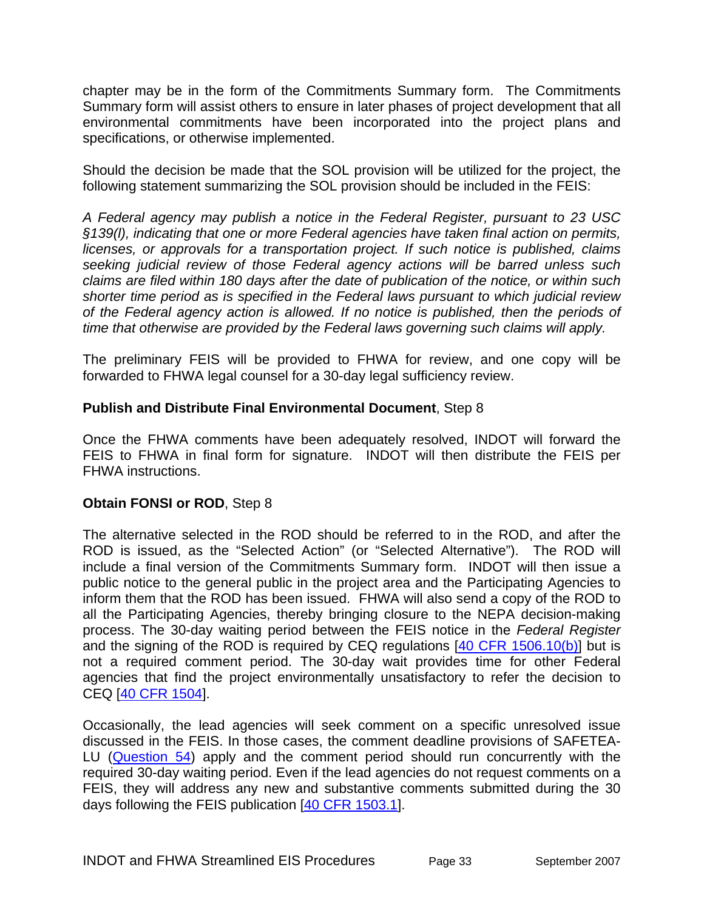chapter may be in the form of the Commitments Summary form. The Commitments Summary form will assist others to ensure in later phases of project development that all environmental commitments have been incorporated into the project plans and specifications, or otherwise implemented.

Should the decision be made that the SOL provision will be utilized for the project, the following statement summarizing the SOL provision should be included in the FEIS:

*A Federal agency may publish a notice in the Federal Register, pursuant to 23 USC §139(l), indicating that one or more Federal agencies have taken final action on permits, licenses, or approvals for a transportation project. If such notice is published, claims seeking judicial review of those Federal agency actions will be barred unless such claims are filed within 180 days after the date of publication of the notice, or within such shorter time period as is specified in the Federal laws pursuant to which judicial review of the Federal agency action is allowed. If no notice is published, then the periods of time that otherwise are provided by the Federal laws governing such claims will apply.*

The preliminary FEIS will be provided to FHWA for review, and one copy will be forwarded to FHWA legal counsel for a 30-day legal sufficiency review.

**Publish and Distribute Final Environmental Document**, Step 8

Once the FHWA comments have been adequately resolved, INDOT will forward the FEIS to FHWA in final form for signature. INDOT will then distribute the FEIS per FHWA instructions.

**Obtain FONSI or ROD**, Step 8

The alternative selected in the ROD should be referred to in the ROD, and after the ROD is issued, as the "Selected Action" (or "Selected Alternative"). The ROD will include a final version of the Commitments Summary form. INDOT will then issue a public notice to the general public in the project area and the Participating Agencies to inform them that the ROD has been issued. FHWA will also send a copy of the ROD to all the Participating Agencies, thereby bringing closure to the NEPA decision-making process. The 30-day waiting period between the FEIS notice in the *Federal Register* and the signing of the ROD is required by CEQ regulations [40 CFR 1506.10(b)] but is not a required comment period. The 30-day wait provides time for other Federal agencies that find the project environmentally unsatisfactory to refer the decision to CEQ [40 CFR 1504].

Occasionally, the lead agencies will seek comment on a specific unresolved issue discussed in the FEIS. In those cases, the comment deadline provisions of SAFETEA-LU (Question 54) apply and the comment period should run concurrently with the required 30-day waiting period. Even if the lead agencies do not request comments on a FEIS, they will address any new and substantive comments submitted during the 30 days following the FEIS publication [40 CFR 1503.1].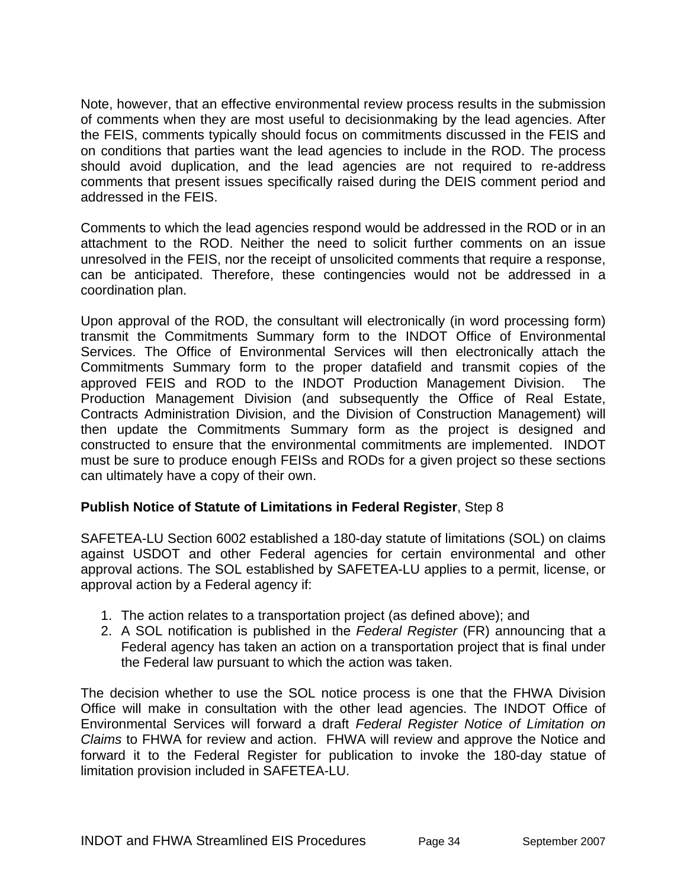Note, however, that an effective environmental review process results in the submission of comments when they are most useful to decisionmaking by the lead agencies. After the FEIS, comments typically should focus on commitments discussed in the FEIS and on conditions that parties want the lead agencies to include in the ROD. The process should avoid duplication, and the lead agencies are not required to re-address comments that present issues specifically raised during the DEIS comment period and addressed in the FEIS.

Comments to which the lead agencies respond would be addressed in the ROD or in an attachment to the ROD. Neither the need to solicit further comments on an issue unresolved in the FEIS, nor the receipt of unsolicited comments that require a response, can be anticipated. Therefore, these contingencies would not be addressed in a coordination plan.

Upon approval of the ROD, the consultant will electronically (in word processing form) transmit the Commitments Summary form to the INDOT Office of Environmental Services. The Office of Environmental Services will then electronically attach the Commitments Summary form to the proper datafield and transmit copies of the approved FEIS and ROD to the INDOT Production Management Division. The Production Management Division (and subsequently the Office of Real Estate, Contracts Administration Division, and the Division of Construction Management) will then update the Commitments Summary form as the project is designed and constructed to ensure that the environmental commitments are implemented. INDOT must be sure to produce enough FEISs and RODs for a given project so these sections can ultimately have a copy of their own.

**Publish Notice of Statute of Limitations in Federal Register**, Step 8

SAFETEA-LU Section 6002 established a 180-day statute of limitations (SOL) on claims against USDOT and other Federal agencies for certain environmental and other approval actions. The SOL established by SAFETEA-LU applies to a permit, license, or approval action by a Federal agency if:

1. The action relates to a transportation project (as defined above); and
2. A SOL notification is published in the *Federal Register* (FR) announcing that a Federal agency has taken an action on a transportation project that is final under the Federal law pursuant to which the action was taken.

The decision whether to use the SOL notice process is one that the FHWA Division Office will make in consultation with the other lead agencies. The INDOT Office of Environmental Services will forward a draft *Federal Register Notice of Limitation on Claims* to FHWA for review and action. FHWA will review and approve the Notice and forward it to the Federal Register for publication to invoke the 180-day statue of limitation provision included in SAFETEA-LU.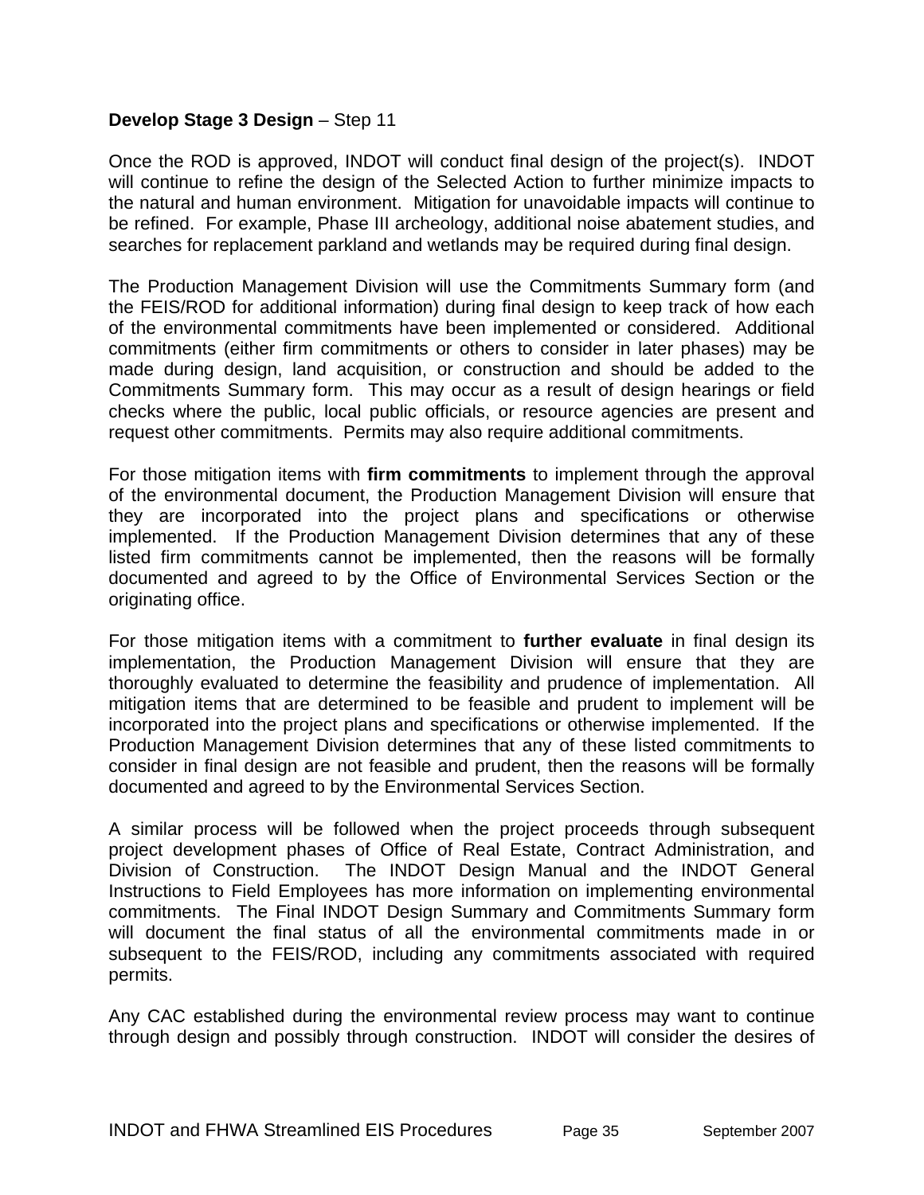**Develop Stage 3 Design** – Step 11

Once the ROD is approved, INDOT will conduct final design of the project(s). INDOT will continue to refine the design of the Selected Action to further minimize impacts to the natural and human environment. Mitigation for unavoidable impacts will continue to be refined. For example, Phase III archeology, additional noise abatement studies, and searches for replacement parkland and wetlands may be required during final design.

The Production Management Division will use the Commitments Summary form (and the FEIS/ROD for additional information) during final design to keep track of how each of the environmental commitments have been implemented or considered. Additional commitments (either firm commitments or others to consider in later phases) may be made during design, land acquisition, or construction and should be added to the Commitments Summary form. This may occur as a result of design hearings or field checks where the public, local public officials, or resource agencies are present and request other commitments. Permits may also require additional commitments.

For those mitigation items with **firm commitments** to implement through the approval of the environmental document, the Production Management Division will ensure that they are incorporated into the project plans and specifications or otherwise implemented. If the Production Management Division determines that any of these listed firm commitments cannot be implemented, then the reasons will be formally documented and agreed to by the Office of Environmental Services Section or the originating office.

For those mitigation items with a commitment to **further evaluate** in final design its implementation, the Production Management Division will ensure that they are thoroughly evaluated to determine the feasibility and prudence of implementation. All mitigation items that are determined to be feasible and prudent to implement will be incorporated into the project plans and specifications or otherwise implemented. If the Production Management Division determines that any of these listed commitments to consider in final design are not feasible and prudent, then the reasons will be formally documented and agreed to by the Environmental Services Section.

A similar process will be followed when the project proceeds through subsequent project development phases of Office of Real Estate, Contract Administration, and Division of Construction. The INDOT Design Manual and the INDOT General Instructions to Field Employees has more information on implementing environmental commitments. The Final INDOT Design Summary and Commitments Summary form will document the final status of all the environmental commitments made in or subsequent to the FEIS/ROD, including any commitments associated with required permits.

Any CAC established during the environmental review process may want to continue through design and possibly through construction. INDOT will consider the desires of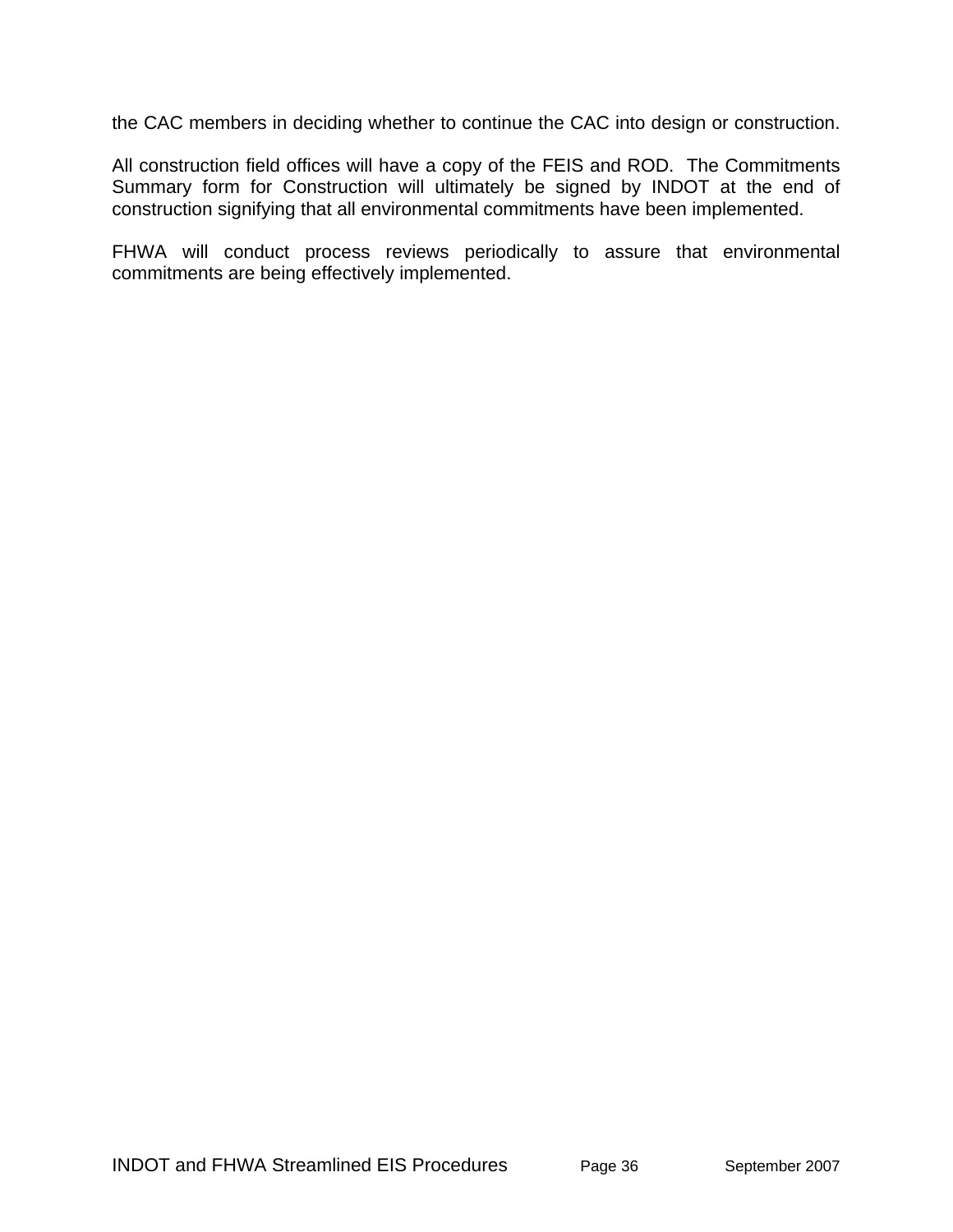the CAC members in deciding whether to continue the CAC into design or construction.

All construction field offices will have a copy of the FEIS and ROD. The Commitments Summary form for Construction will ultimately be signed by INDOT at the end of construction signifying that all environmental commitments have been implemented.

FHWA will conduct process reviews periodically to assure that environmental commitments are being effectively implemented.